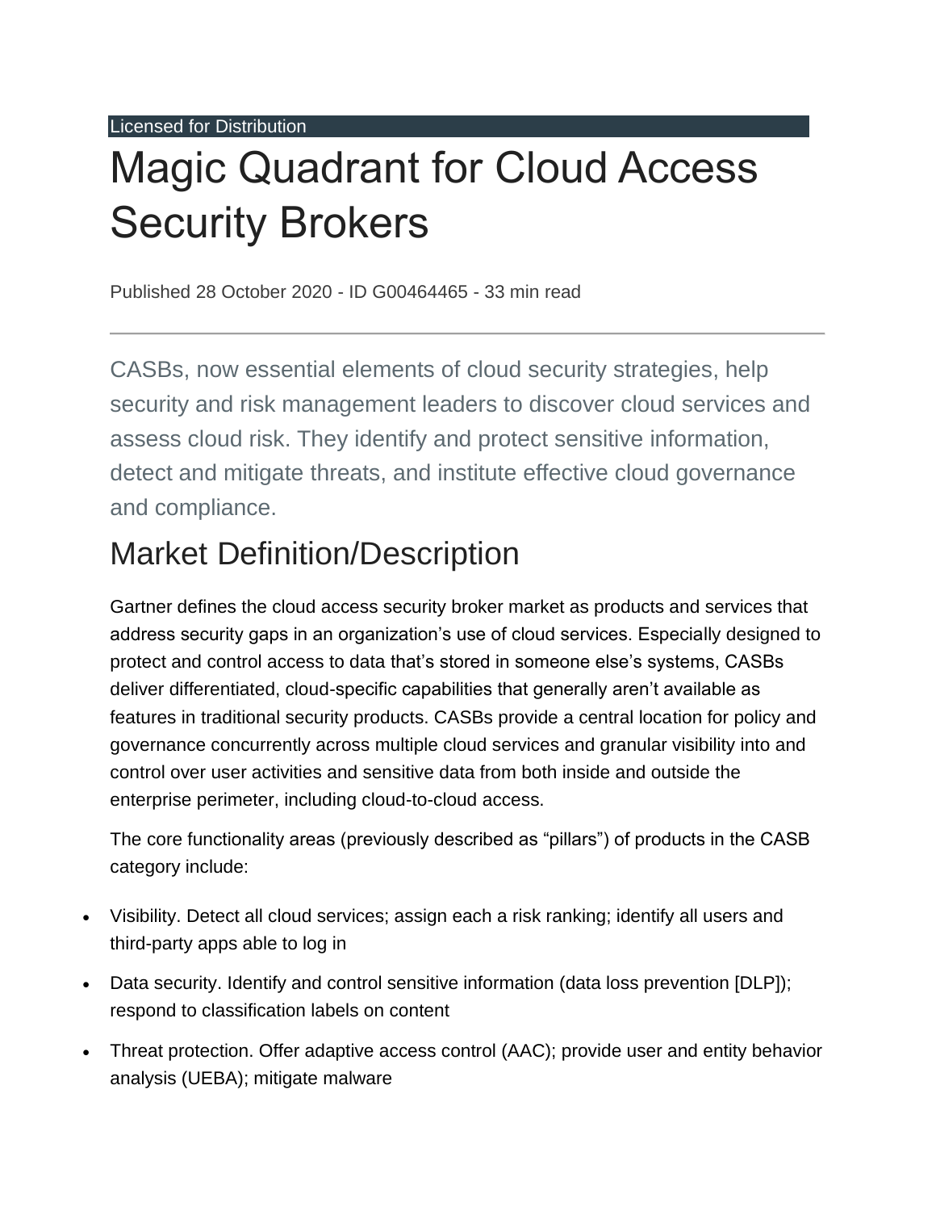Licensed for Distribution

# Magic Quadrant for Cloud Access Security Brokers

Published 28 October 2020 - ID G00464465 - 33 min read

---

CASBs, now essential elements of cloud security strategies, help security and risk management leaders to discover cloud services and assess cloud risk. They identify and protect sensitive information, detect and mitigate threats, and institute effective cloud governance and compliance.

## Market Definition/Description

Gartner defines the cloud access security broker market as products and services that address security gaps in an organization's use of cloud services. Especially designed to protect and control access to data that's stored in someone else's systems, CASBs deliver differentiated, cloud-specific capabilities that generally aren't available as features in traditional security products. CASBs provide a central location for policy and governance concurrently across multiple cloud services and granular visibility into and control over user activities and sensitive data from both inside and outside the enterprise perimeter, including cloud-to-cloud access.

The core functionality areas (previously described as "pillars") of products in the CASB category include:

- Visibility. Detect all cloud services; assign each a risk ranking; identify all users and third-party apps able to log in
- Data security. Identify and control sensitive information (data loss prevention [DLP]); respond to classification labels on content
- Threat protection. Offer adaptive access control (AAC); provide user and entity behavior analysis (UEBA); mitigate malware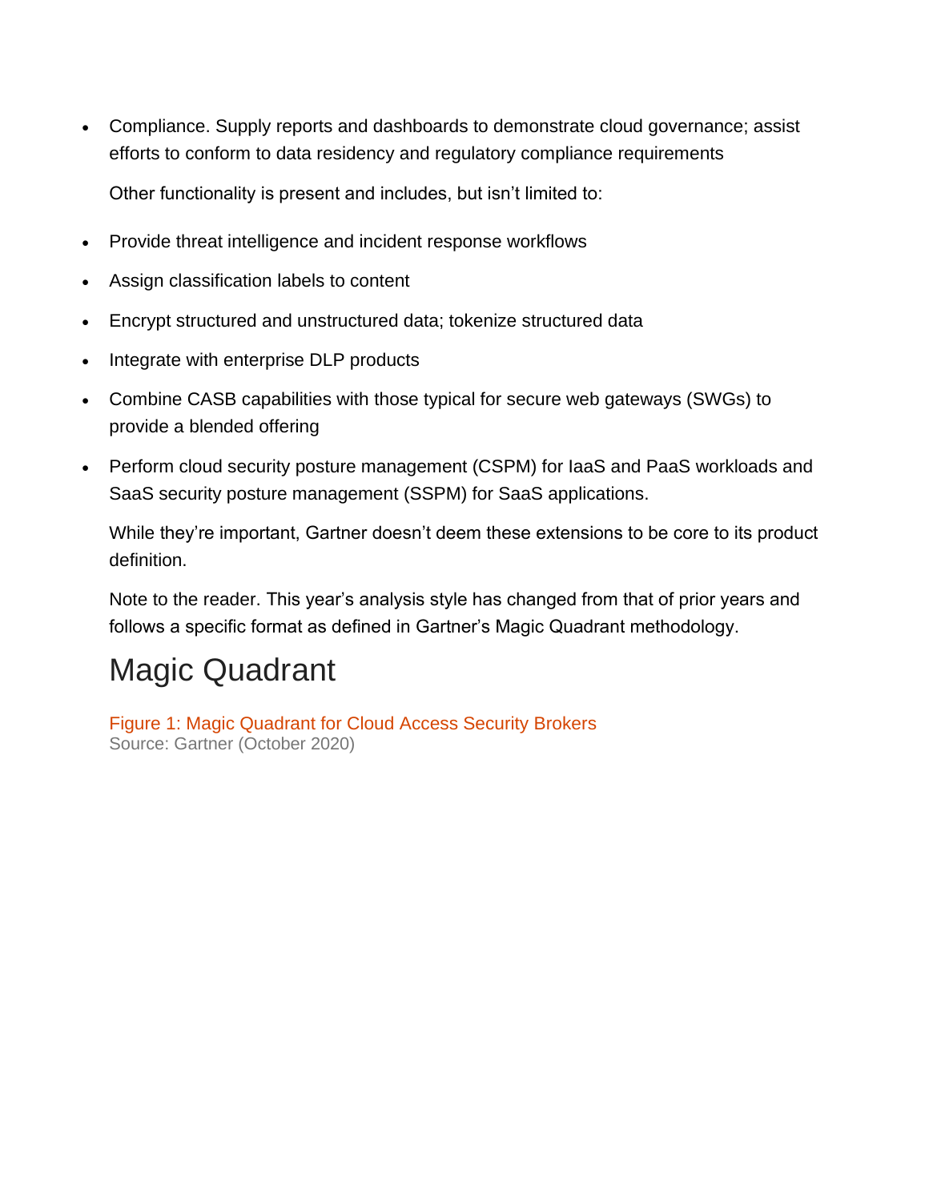- Compliance. Supply reports and dashboards to demonstrate cloud governance; assist efforts to conform to data residency and regulatory compliance requirements

  Other functionality is present and includes, but isn't limited to:

- Provide threat intelligence and incident response workflows
- Assign classification labels to content
- Encrypt structured and unstructured data; tokenize structured data
- Integrate with enterprise DLP products
- Combine CASB capabilities with those typical for secure web gateways (SWGs) to provide a blended offering
- Perform cloud security posture management (CSPM) for IaaS and PaaS workloads and SaaS security posture management (SSPM) for SaaS applications.

  While they're important, Gartner doesn't deem these extensions to be core to its product definition.

  Note to the reader. This year's analysis style has changed from that of prior years and follows a specific format as defined in Gartner's Magic Quadrant methodology.

## Magic Quadrant

Figure 1: Magic Quadrant for Cloud Access Security Brokers
Source: Gartner (October 2020)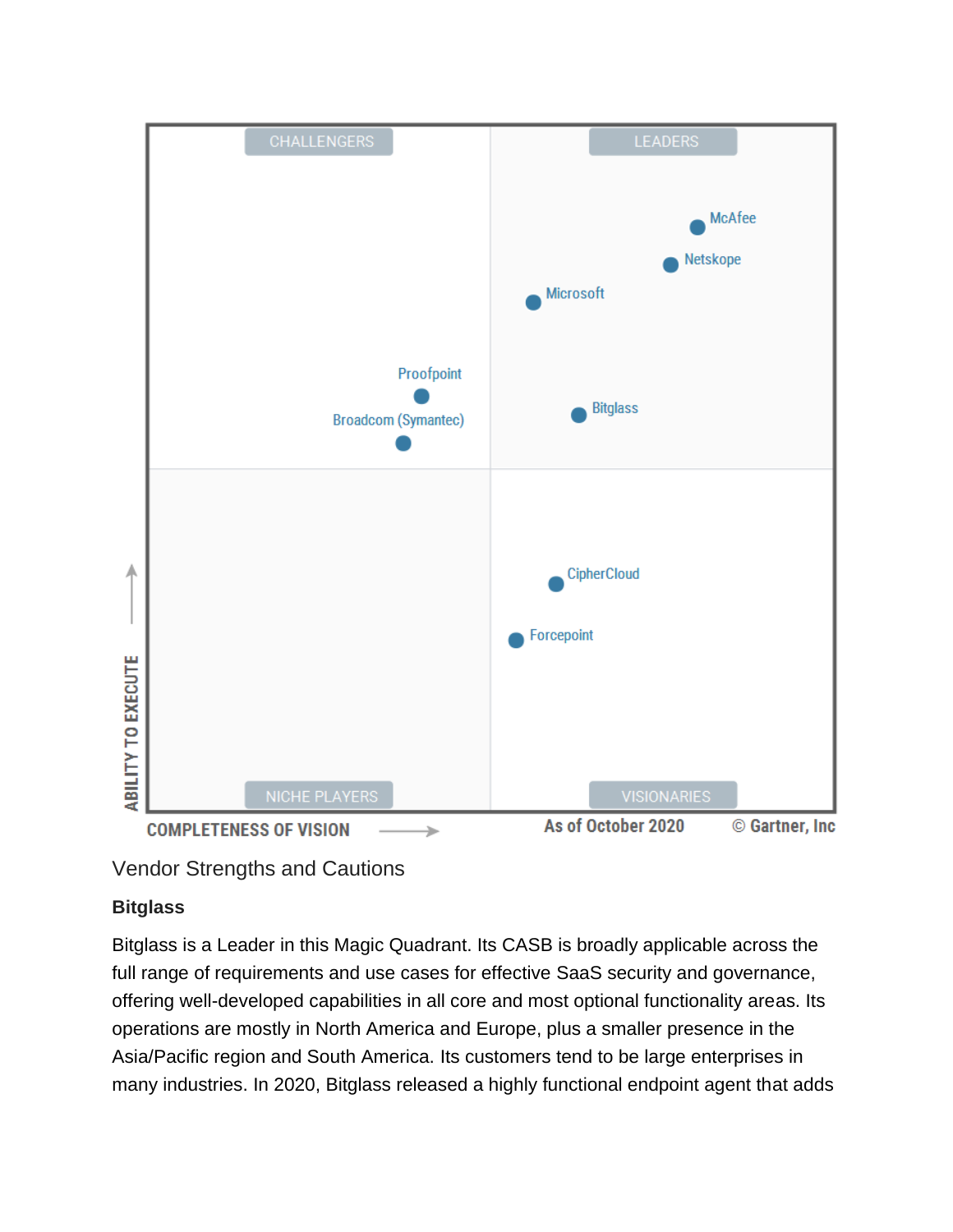## Vendor Strengths and Cautions

### Bitglass

Bitglass is a Leader in this Magic Quadrant. Its CASB is broadly applicable across the full range of requirements and use cases for effective SaaS security and governance, offering well-developed capabilities in all core and most optional functionality areas. Its operations are mostly in North America and Europe, plus a smaller presence in the Asia/Pacific region and South America. Its customers tend to be large enterprises in many industries. In 2020, Bitglass released a highly functional endpoint agent that adds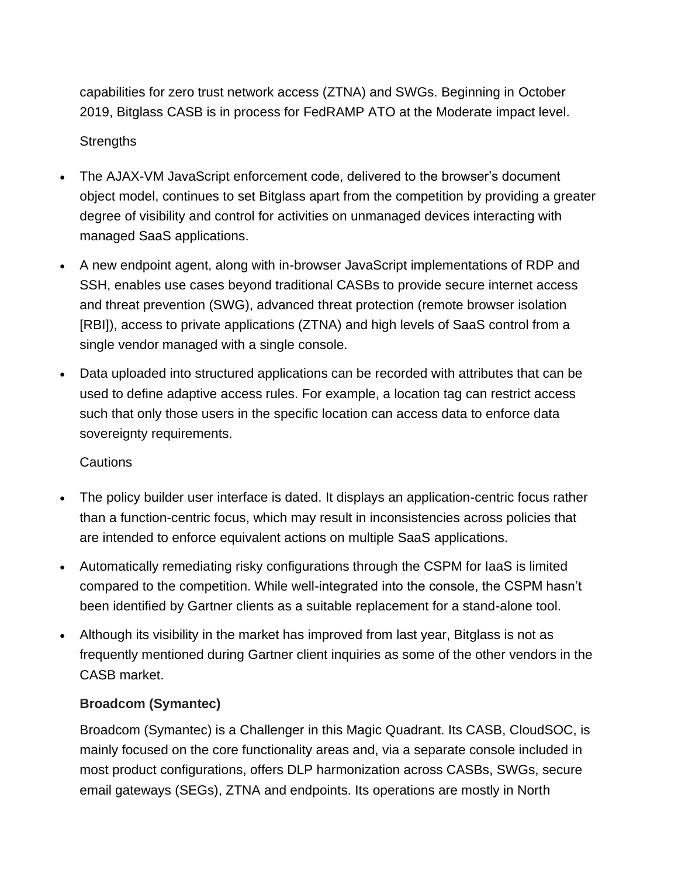capabilities for zero trust network access (ZTNA) and SWGs. Beginning in October 2019, Bitglass CASB is in process for FedRAMP ATO at the Moderate impact level.

Strengths

- The AJAX-VM JavaScript enforcement code, delivered to the browser's document object model, continues to set Bitglass apart from the competition by providing a greater degree of visibility and control for activities on unmanaged devices interacting with managed SaaS applications.
- A new endpoint agent, along with in-browser JavaScript implementations of RDP and SSH, enables use cases beyond traditional CASBs to provide secure internet access and threat prevention (SWG), advanced threat protection (remote browser isolation [RBI]), access to private applications (ZTNA) and high levels of SaaS control from a single vendor managed with a single console.
- Data uploaded into structured applications can be recorded with attributes that can be used to define adaptive access rules. For example, a location tag can restrict access such that only those users in the specific location can access data to enforce data sovereignty requirements.

Cautions

- The policy builder user interface is dated. It displays an application-centric focus rather than a function-centric focus, which may result in inconsistencies across policies that are intended to enforce equivalent actions on multiple SaaS applications.
- Automatically remediating risky configurations through the CSPM for IaaS is limited compared to the competition. While well-integrated into the console, the CSPM hasn't been identified by Gartner clients as a suitable replacement for a stand-alone tool.
- Although its visibility in the market has improved from last year, Bitglass is not as frequently mentioned during Gartner client inquiries as some of the other vendors in the CASB market.

**Broadcom (Symantec)**

Broadcom (Symantec) is a Challenger in this Magic Quadrant. Its CASB, CloudSOC, is mainly focused on the core functionality areas and, via a separate console included in most product configurations, offers DLP harmonization across CASBs, SWGs, secure email gateways (SEGs), ZTNA and endpoints. Its operations are mostly in North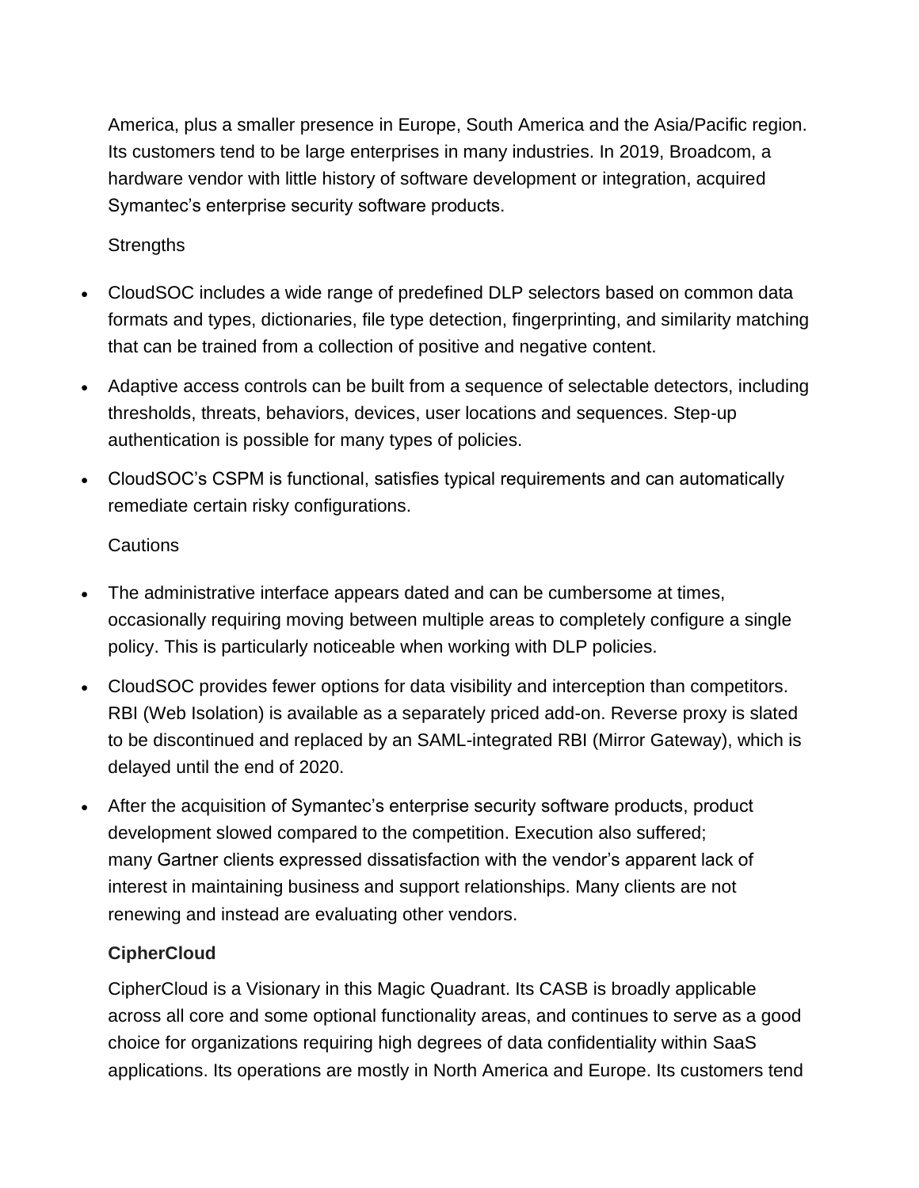America, plus a smaller presence in Europe, South America and the Asia/Pacific region. Its customers tend to be large enterprises in many industries. In 2019, Broadcom, a hardware vendor with little history of software development or integration, acquired Symantec's enterprise security software products.

Strengths

- CloudSOC includes a wide range of predefined DLP selectors based on common data formats and types, dictionaries, file type detection, fingerprinting, and similarity matching that can be trained from a collection of positive and negative content.
- Adaptive access controls can be built from a sequence of selectable detectors, including thresholds, threats, behaviors, devices, user locations and sequences. Step-up authentication is possible for many types of policies.
- CloudSOC's CSPM is functional, satisfies typical requirements and can automatically remediate certain risky configurations.

Cautions

- The administrative interface appears dated and can be cumbersome at times, occasionally requiring moving between multiple areas to completely configure a single policy. This is particularly noticeable when working with DLP policies.
- CloudSOC provides fewer options for data visibility and interception than competitors. RBI (Web Isolation) is available as a separately priced add-on. Reverse proxy is slated to be discontinued and replaced by an SAML-integrated RBI (Mirror Gateway), which is delayed until the end of 2020.
- After the acquisition of Symantec's enterprise security software products, product development slowed compared to the competition. Execution also suffered; many Gartner clients expressed dissatisfaction with the vendor's apparent lack of interest in maintaining business and support relationships. Many clients are not renewing and instead are evaluating other vendors.

**CipherCloud**

CipherCloud is a Visionary in this Magic Quadrant. Its CASB is broadly applicable across all core and some optional functionality areas, and continues to serve as a good choice for organizations requiring high degrees of data confidentiality within SaaS applications. Its operations are mostly in North America and Europe. Its customers tend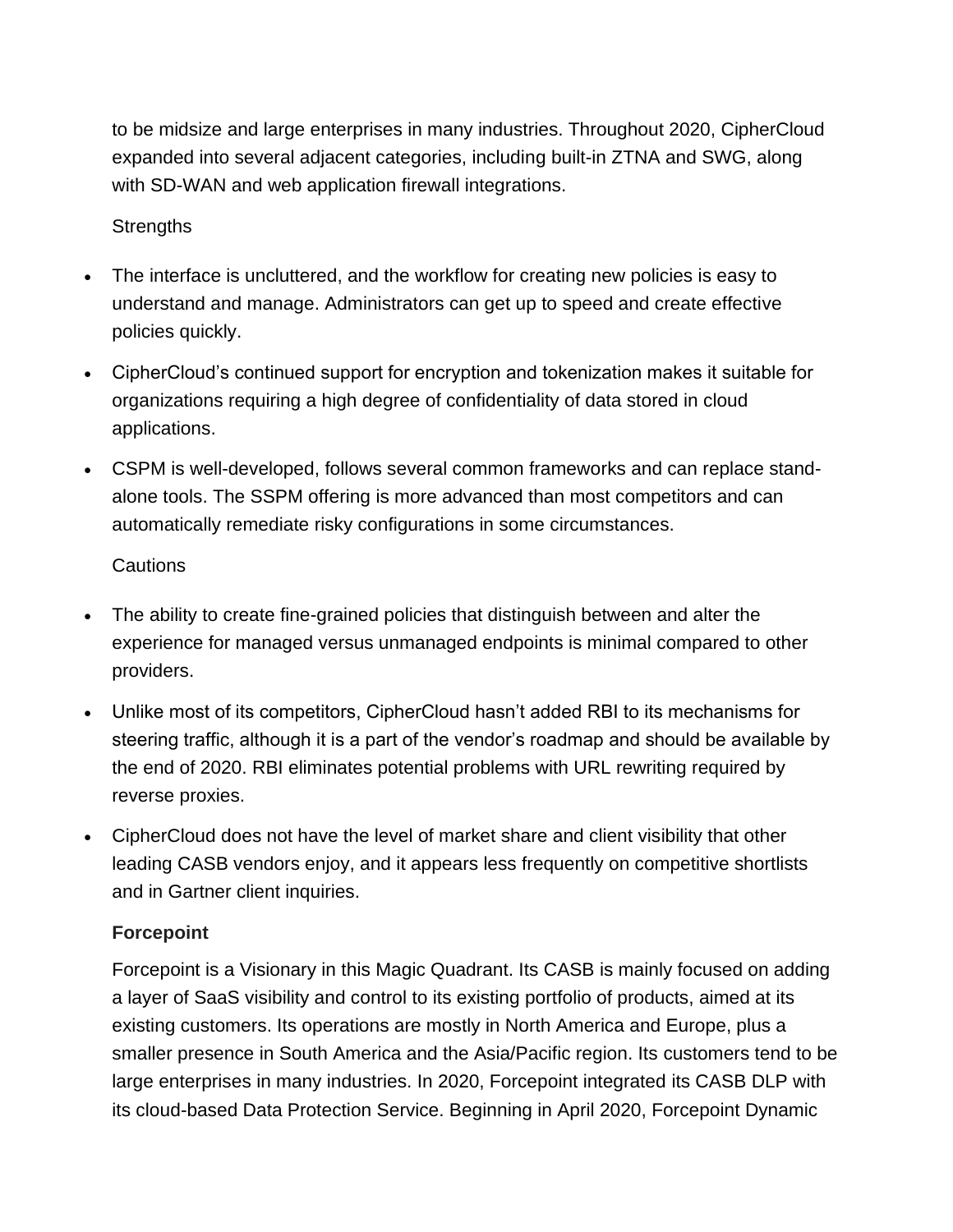to be midsize and large enterprises in many industries. Throughout 2020, CipherCloud expanded into several adjacent categories, including built-in ZTNA and SWG, along with SD-WAN and web application firewall integrations.

Strengths

- The interface is uncluttered, and the workflow for creating new policies is easy to understand and manage. Administrators can get up to speed and create effective policies quickly.
- CipherCloud's continued support for encryption and tokenization makes it suitable for organizations requiring a high degree of confidentiality of data stored in cloud applications.
- CSPM is well-developed, follows several common frameworks and can replace stand-alone tools. The SSPM offering is more advanced than most competitors and can automatically remediate risky configurations in some circumstances.

Cautions

- The ability to create fine-grained policies that distinguish between and alter the experience for managed versus unmanaged endpoints is minimal compared to other providers.
- Unlike most of its competitors, CipherCloud hasn't added RBI to its mechanisms for steering traffic, although it is a part of the vendor's roadmap and should be available by the end of 2020. RBI eliminates potential problems with URL rewriting required by reverse proxies.
- CipherCloud does not have the level of market share and client visibility that other leading CASB vendors enjoy, and it appears less frequently on competitive shortlists and in Gartner client inquiries.

**Forcepoint**

Forcepoint is a Visionary in this Magic Quadrant. Its CASB is mainly focused on adding a layer of SaaS visibility and control to its existing portfolio of products, aimed at its existing customers. Its operations are mostly in North America and Europe, plus a smaller presence in South America and the Asia/Pacific region. Its customers tend to be large enterprises in many industries. In 2020, Forcepoint integrated its CASB DLP with its cloud-based Data Protection Service. Beginning in April 2020, Forcepoint Dynamic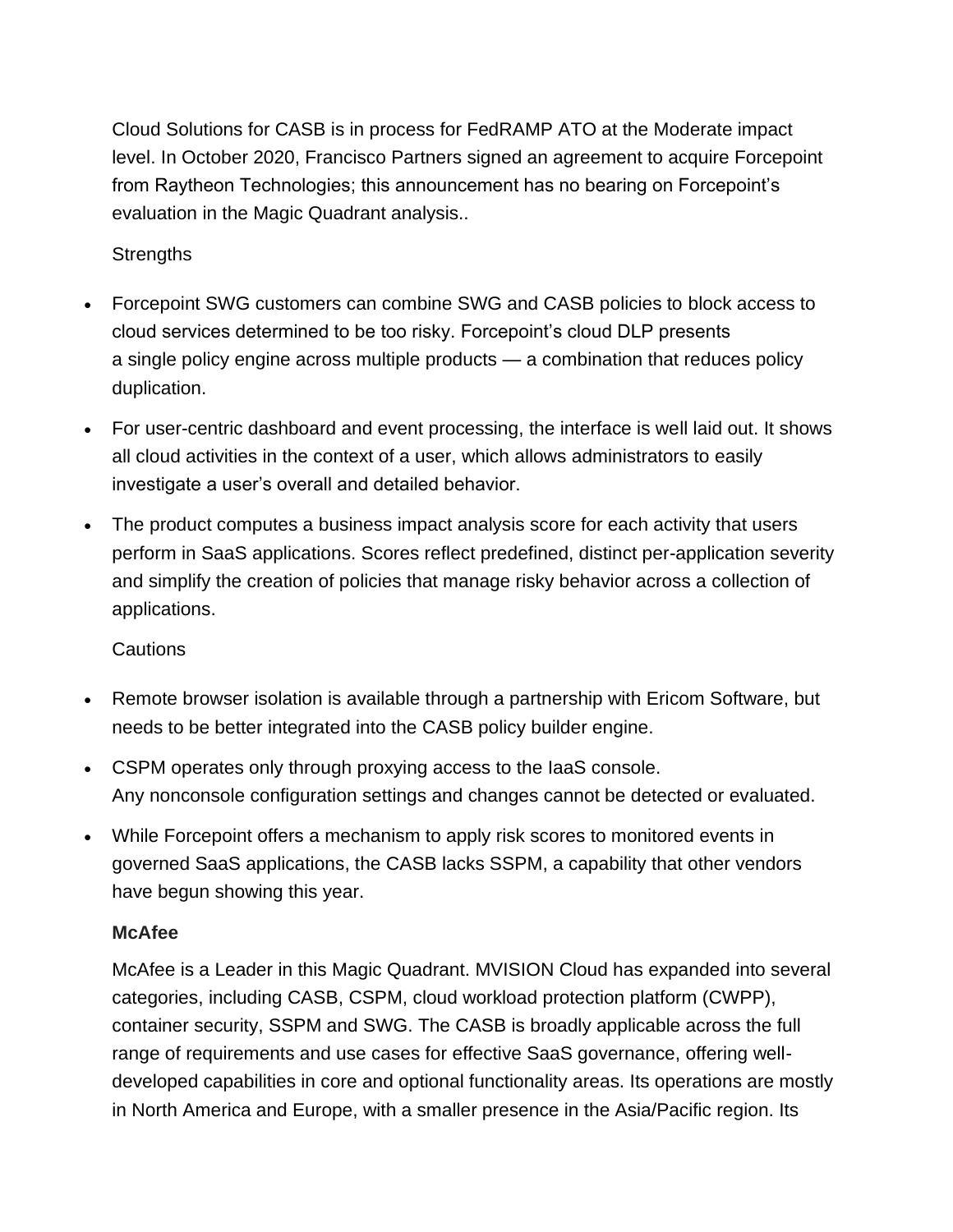Cloud Solutions for CASB is in process for FedRAMP ATO at the Moderate impact level. In October 2020, Francisco Partners signed an agreement to acquire Forcepoint from Raytheon Technologies; this announcement has no bearing on Forcepoint's evaluation in the Magic Quadrant analysis..

Strengths

- Forcepoint SWG customers can combine SWG and CASB policies to block access to cloud services determined to be too risky. Forcepoint's cloud DLP presents a single policy engine across multiple products — a combination that reduces policy duplication.
- For user-centric dashboard and event processing, the interface is well laid out. It shows all cloud activities in the context of a user, which allows administrators to easily investigate a user's overall and detailed behavior.
- The product computes a business impact analysis score for each activity that users perform in SaaS applications. Scores reflect predefined, distinct per-application severity and simplify the creation of policies that manage risky behavior across a collection of applications.

Cautions

- Remote browser isolation is available through a partnership with Ericom Software, but needs to be better integrated into the CASB policy builder engine.
- CSPM operates only through proxying access to the IaaS console. Any nonconsole configuration settings and changes cannot be detected or evaluated.
- While Forcepoint offers a mechanism to apply risk scores to monitored events in governed SaaS applications, the CASB lacks SSPM, a capability that other vendors have begun showing this year.

**McAfee**

McAfee is a Leader in this Magic Quadrant. MVISION Cloud has expanded into several categories, including CASB, CSPM, cloud workload protection platform (CWPP), container security, SSPM and SWG. The CASB is broadly applicable across the full range of requirements and use cases for effective SaaS governance, offering well-developed capabilities in core and optional functionality areas. Its operations are mostly in North America and Europe, with a smaller presence in the Asia/Pacific region. Its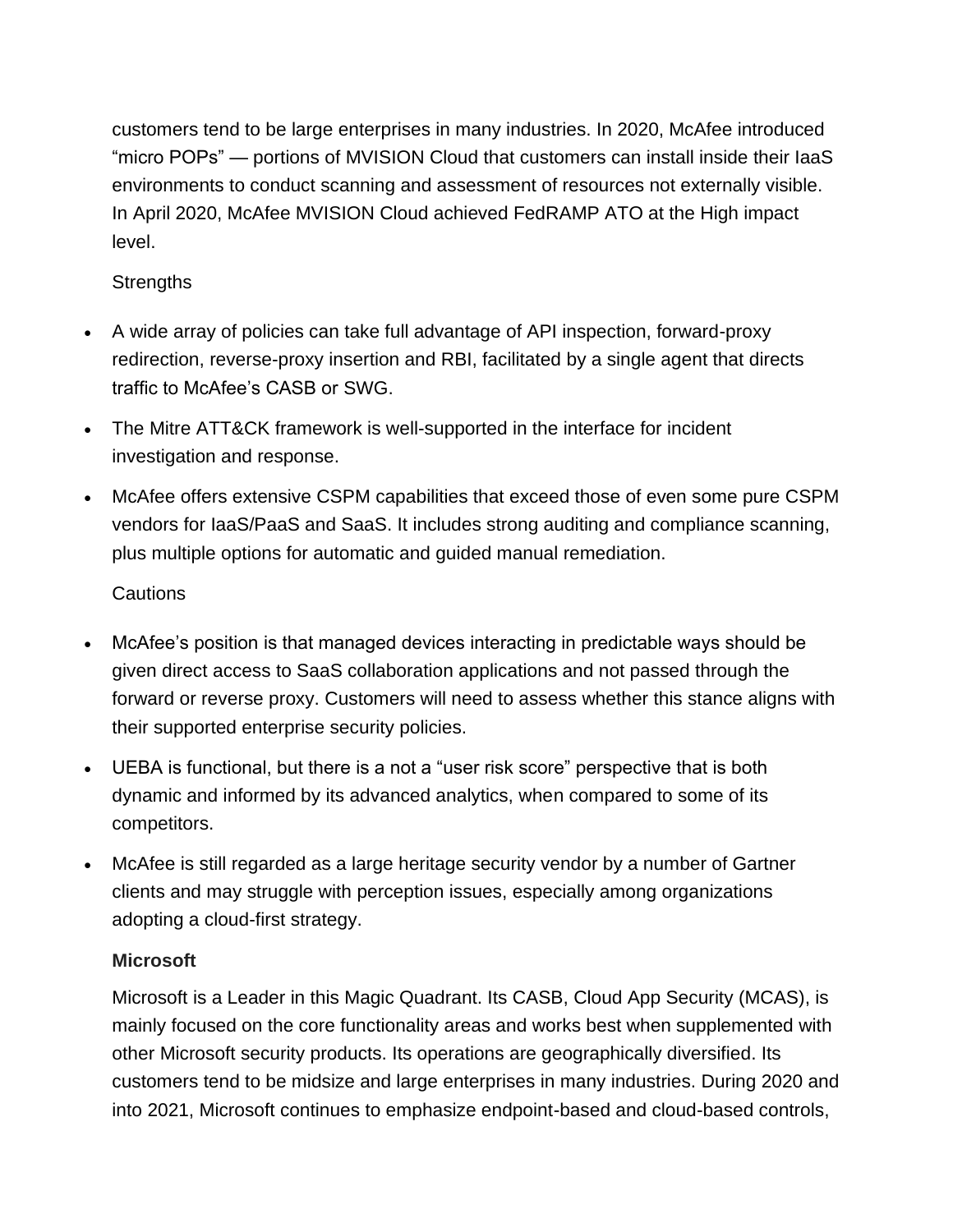customers tend to be large enterprises in many industries. In 2020, McAfee introduced “micro POPs” — portions of MVISION Cloud that customers can install inside their IaaS environments to conduct scanning and assessment of resources not externally visible. In April 2020, McAfee MVISION Cloud achieved FedRAMP ATO at the High impact level.

Strengths

- A wide array of policies can take full advantage of API inspection, forward-proxy redirection, reverse-proxy insertion and RBI, facilitated by a single agent that directs traffic to McAfee’s CASB or SWG.
- The Mitre ATT&CK framework is well-supported in the interface for incident investigation and response.
- McAfee offers extensive CSPM capabilities that exceed those of even some pure CSPM vendors for IaaS/PaaS and SaaS. It includes strong auditing and compliance scanning, plus multiple options for automatic and guided manual remediation.

Cautions

- McAfee’s position is that managed devices interacting in predictable ways should be given direct access to SaaS collaboration applications and not passed through the forward or reverse proxy. Customers will need to assess whether this stance aligns with their supported enterprise security policies.
- UEBA is functional, but there is a not a “user risk score” perspective that is both dynamic and informed by its advanced analytics, when compared to some of its competitors.
- McAfee is still regarded as a large heritage security vendor by a number of Gartner clients and may struggle with perception issues, especially among organizations adopting a cloud-first strategy.

**Microsoft**

Microsoft is a Leader in this Magic Quadrant. Its CASB, Cloud App Security (MCAS), is mainly focused on the core functionality areas and works best when supplemented with other Microsoft security products. Its operations are geographically diversified. Its customers tend to be midsize and large enterprises in many industries. During 2020 and into 2021, Microsoft continues to emphasize endpoint-based and cloud-based controls,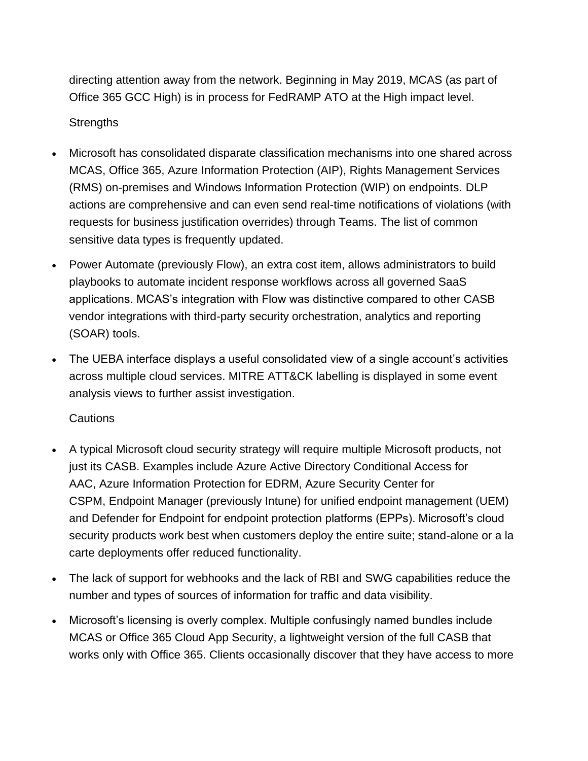directing attention away from the network. Beginning in May 2019, MCAS (as part of Office 365 GCC High) is in process for FedRAMP ATO at the High impact level.

Strengths

- Microsoft has consolidated disparate classification mechanisms into one shared across MCAS, Office 365, Azure Information Protection (AIP), Rights Management Services (RMS) on-premises and Windows Information Protection (WIP) on endpoints. DLP actions are comprehensive and can even send real-time notifications of violations (with requests for business justification overrides) through Teams. The list of common sensitive data types is frequently updated.
- Power Automate (previously Flow), an extra cost item, allows administrators to build playbooks to automate incident response workflows across all governed SaaS applications. MCAS's integration with Flow was distinctive compared to other CASB vendor integrations with third-party security orchestration, analytics and reporting (SOAR) tools.
- The UEBA interface displays a useful consolidated view of a single account's activities across multiple cloud services. MITRE ATT&CK labelling is displayed in some event analysis views to further assist investigation.

Cautions

- A typical Microsoft cloud security strategy will require multiple Microsoft products, not just its CASB. Examples include Azure Active Directory Conditional Access for AAC, Azure Information Protection for EDRM, Azure Security Center for CSPM, Endpoint Manager (previously Intune) for unified endpoint management (UEM) and Defender for Endpoint for endpoint protection platforms (EPPs). Microsoft's cloud security products work best when customers deploy the entire suite; stand-alone or a la carte deployments offer reduced functionality.
- The lack of support for webhooks and the lack of RBI and SWG capabilities reduce the number and types of sources of information for traffic and data visibility.
- Microsoft's licensing is overly complex. Multiple confusingly named bundles include MCAS or Office 365 Cloud App Security, a lightweight version of the full CASB that works only with Office 365. Clients occasionally discover that they have access to more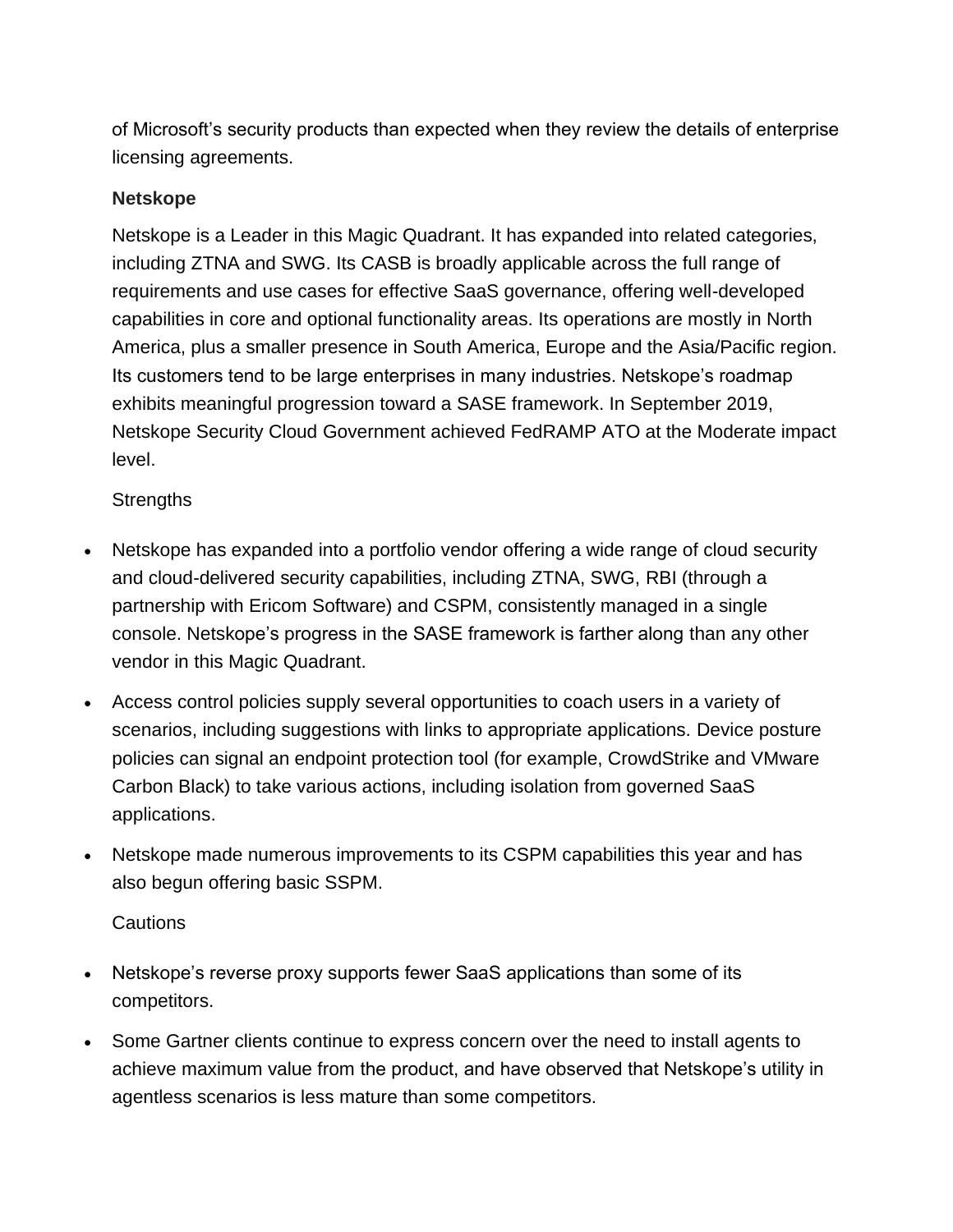of Microsoft's security products than expected when they review the details of enterprise licensing agreements.

### Netskope

Netskope is a Leader in this Magic Quadrant. It has expanded into related categories, including ZTNA and SWG. Its CASB is broadly applicable across the full range of requirements and use cases for effective SaaS governance, offering well-developed capabilities in core and optional functionality areas. Its operations are mostly in North America, plus a smaller presence in South America, Europe and the Asia/Pacific region. Its customers tend to be large enterprises in many industries. Netskope's roadmap exhibits meaningful progression toward a SASE framework. In September 2019, Netskope Security Cloud Government achieved FedRAMP ATO at the Moderate impact level.

Strengths

- Netskope has expanded into a portfolio vendor offering a wide range of cloud security and cloud-delivered security capabilities, including ZTNA, SWG, RBI (through a partnership with Ericom Software) and CSPM, consistently managed in a single console. Netskope's progress in the SASE framework is farther along than any other vendor in this Magic Quadrant.
- Access control policies supply several opportunities to coach users in a variety of scenarios, including suggestions with links to appropriate applications. Device posture policies can signal an endpoint protection tool (for example, CrowdStrike and VMware Carbon Black) to take various actions, including isolation from governed SaaS applications.
- Netskope made numerous improvements to its CSPM capabilities this year and has also begun offering basic SSPM.

Cautions

- Netskope's reverse proxy supports fewer SaaS applications than some of its competitors.
- Some Gartner clients continue to express concern over the need to install agents to achieve maximum value from the product, and have observed that Netskope's utility in agentless scenarios is less mature than some competitors.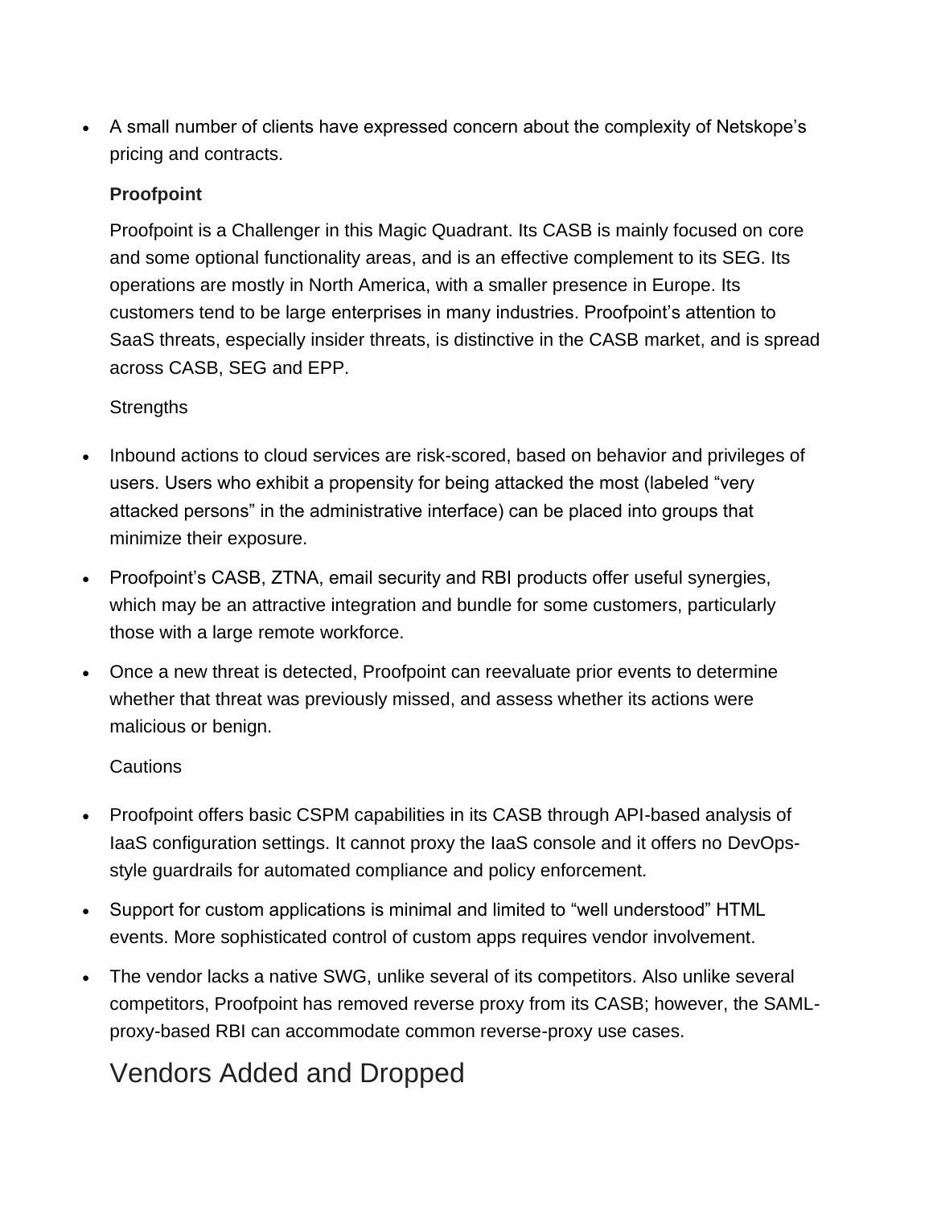- A small number of clients have expressed concern about the complexity of Netskope's pricing and contracts.

**Proofpoint**

Proofpoint is a Challenger in this Magic Quadrant. Its CASB is mainly focused on core and some optional functionality areas, and is an effective complement to its SEG. Its operations are mostly in North America, with a smaller presence in Europe. Its customers tend to be large enterprises in many industries. Proofpoint's attention to SaaS threats, especially insider threats, is distinctive in the CASB market, and is spread across CASB, SEG and EPP.

Strengths

- Inbound actions to cloud services are risk-scored, based on behavior and privileges of users. Users who exhibit a propensity for being attacked the most (labeled "very attacked persons" in the administrative interface) can be placed into groups that minimize their exposure.
- Proofpoint's CASB, ZTNA, email security and RBI products offer useful synergies, which may be an attractive integration and bundle for some customers, particularly those with a large remote workforce.
- Once a new threat is detected, Proofpoint can reevaluate prior events to determine whether that threat was previously missed, and assess whether its actions were malicious or benign.

Cautions

- Proofpoint offers basic CSPM capabilities in its CASB through API-based analysis of IaaS configuration settings. It cannot proxy the IaaS console and it offers no DevOps-style guardrails for automated compliance and policy enforcement.
- Support for custom applications is minimal and limited to "well understood" HTML events. More sophisticated control of custom apps requires vendor involvement.
- The vendor lacks a native SWG, unlike several of its competitors. Also unlike several competitors, Proofpoint has removed reverse proxy from its CASB; however, the SAML-proxy-based RBI can accommodate common reverse-proxy use cases.

## Vendors Added and Dropped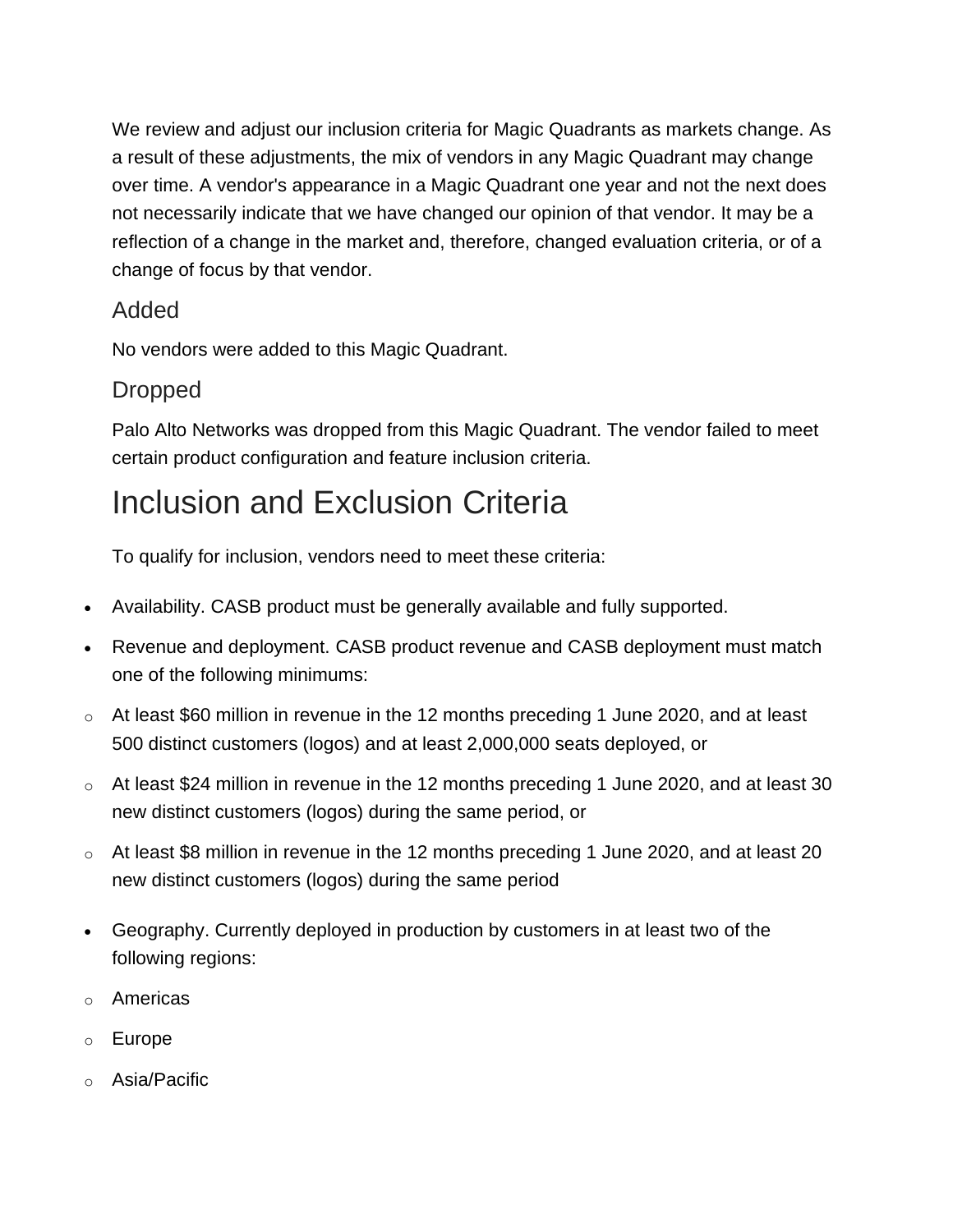We review and adjust our inclusion criteria for Magic Quadrants as markets change. As a result of these adjustments, the mix of vendors in any Magic Quadrant may change over time. A vendor's appearance in a Magic Quadrant one year and not the next does not necessarily indicate that we have changed our opinion of that vendor. It may be a reflection of a change in the market and, therefore, changed evaluation criteria, or of a change of focus by that vendor.

### Added

No vendors were added to this Magic Quadrant.

### Dropped

Palo Alto Networks was dropped from this Magic Quadrant. The vendor failed to meet certain product configuration and feature inclusion criteria.

## Inclusion and Exclusion Criteria

To qualify for inclusion, vendors need to meet these criteria:

- Availability. CASB product must be generally available and fully supported.
- Revenue and deployment. CASB product revenue and CASB deployment must match one of the following minimums:
  - At least $60 million in revenue in the 12 months preceding 1 June 2020, and at least 500 distinct customers (logos) and at least 2,000,000 seats deployed, or
  - At least $24 million in revenue in the 12 months preceding 1 June 2020, and at least 30 new distinct customers (logos) during the same period, or
  - At least $8 million in revenue in the 12 months preceding 1 June 2020, and at least 20 new distinct customers (logos) during the same period
- Geography. Currently deployed in production by customers in at least two of the following regions:
  - Americas
  - Europe
  - Asia/Pacific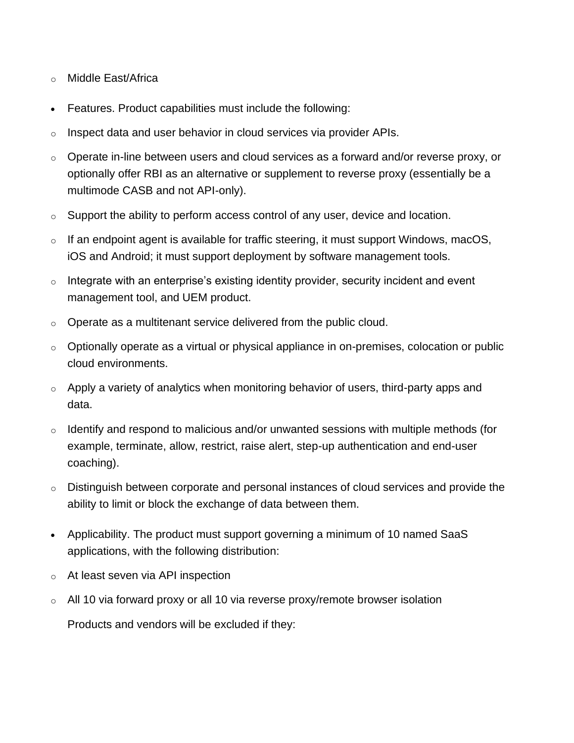- Middle East/Africa

- Features. Product capabilities must include the following:
  - Inspect data and user behavior in cloud services via provider APIs.
  - Operate in-line between users and cloud services as a forward and/or reverse proxy, or optionally offer RBI as an alternative or supplement to reverse proxy (essentially be a multimode CASB and not API-only).
  - Support the ability to perform access control of any user, device and location.
  - If an endpoint agent is available for traffic steering, it must support Windows, macOS, iOS and Android; it must support deployment by software management tools.
  - Integrate with an enterprise's existing identity provider, security incident and event management tool, and UEM product.
  - Operate as a multitenant service delivered from the public cloud.
  - Optionally operate as a virtual or physical appliance in on-premises, colocation or public cloud environments.
  - Apply a variety of analytics when monitoring behavior of users, third-party apps and data.
  - Identify and respond to malicious and/or unwanted sessions with multiple methods (for example, terminate, allow, restrict, raise alert, step-up authentication and end-user coaching).
  - Distinguish between corporate and personal instances of cloud services and provide the ability to limit or block the exchange of data between them.

- Applicability. The product must support governing a minimum of 10 named SaaS applications, with the following distribution:
  - At least seven via API inspection
  - All 10 via forward proxy or all 10 via reverse proxy/remote browser isolation

  Products and vendors will be excluded if they: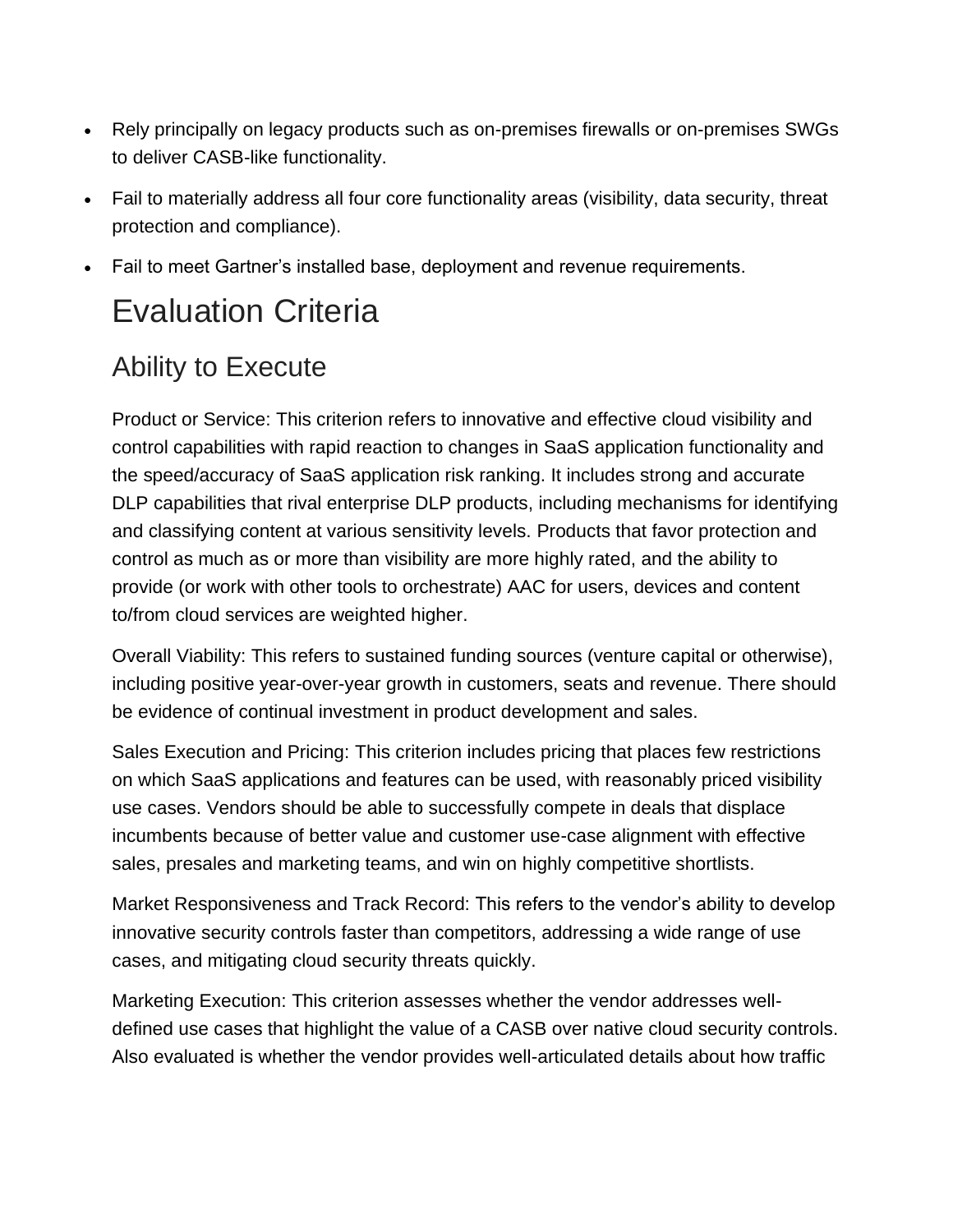- Rely principally on legacy products such as on-premises firewalls or on-premises SWGs to deliver CASB-like functionality.
- Fail to materially address all four core functionality areas (visibility, data security, threat protection and compliance).
- Fail to meet Gartner's installed base, deployment and revenue requirements.

# Evaluation Criteria

## Ability to Execute

Product or Service: This criterion refers to innovative and effective cloud visibility and control capabilities with rapid reaction to changes in SaaS application functionality and the speed/accuracy of SaaS application risk ranking. It includes strong and accurate DLP capabilities that rival enterprise DLP products, including mechanisms for identifying and classifying content at various sensitivity levels. Products that favor protection and control as much as or more than visibility are more highly rated, and the ability to provide (or work with other tools to orchestrate) AAC for users, devices and content to/from cloud services are weighted higher.

Overall Viability: This refers to sustained funding sources (venture capital or otherwise), including positive year-over-year growth in customers, seats and revenue. There should be evidence of continual investment in product development and sales.

Sales Execution and Pricing: This criterion includes pricing that places few restrictions on which SaaS applications and features can be used, with reasonably priced visibility use cases. Vendors should be able to successfully compete in deals that displace incumbents because of better value and customer use-case alignment with effective sales, presales and marketing teams, and win on highly competitive shortlists.

Market Responsiveness and Track Record: This refers to the vendor's ability to develop innovative security controls faster than competitors, addressing a wide range of use cases, and mitigating cloud security threats quickly.

Marketing Execution: This criterion assesses whether the vendor addresses well-defined use cases that highlight the value of a CASB over native cloud security controls. Also evaluated is whether the vendor provides well-articulated details about how traffic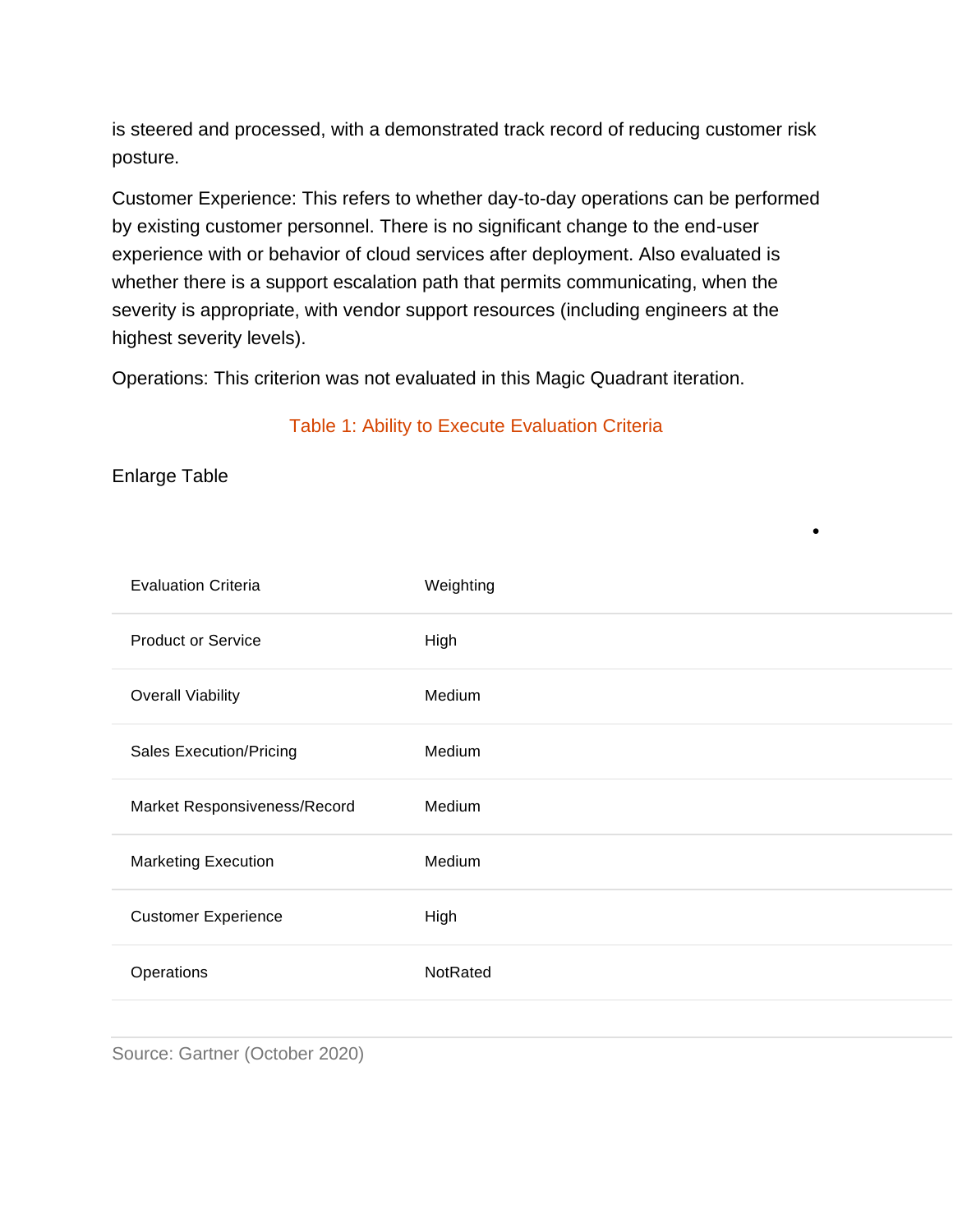is steered and processed, with a demonstrated track record of reducing customer risk posture.

Customer Experience: This refers to whether day-to-day operations can be performed by existing customer personnel. There is no significant change to the end-user experience with or behavior of cloud services after deployment. Also evaluated is whether there is a support escalation path that permits communicating, when the severity is appropriate, with vendor support resources (including engineers at the highest severity levels).

Operations: This criterion was not evaluated in this Magic Quadrant iteration.

Table 1: Ability to Execute Evaluation Criteria

Enlarge Table

| Evaluation Criteria | Weighting |
|---|---|
| Product or Service | High |
| Overall Viability | Medium |
| Sales Execution/Pricing | Medium |
| Market Responsiveness/Record | Medium |
| Marketing Execution | Medium |
| Customer Experience | High |
| Operations | NotRated |

Source: Gartner (October 2020)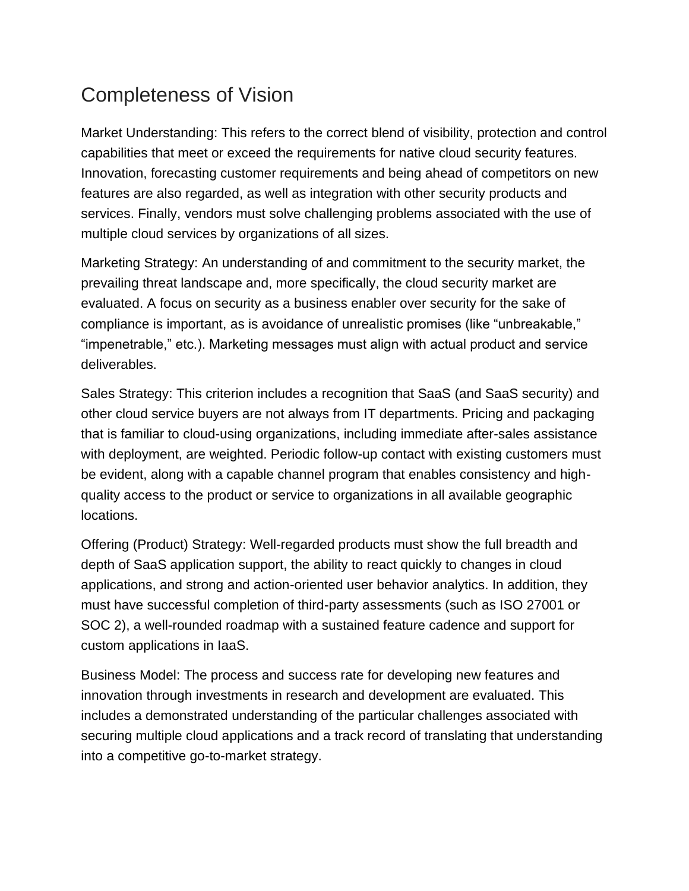## Completeness of Vision

Market Understanding: This refers to the correct blend of visibility, protection and control capabilities that meet or exceed the requirements for native cloud security features. Innovation, forecasting customer requirements and being ahead of competitors on new features are also regarded, as well as integration with other security products and services. Finally, vendors must solve challenging problems associated with the use of multiple cloud services by organizations of all sizes.

Marketing Strategy: An understanding of and commitment to the security market, the prevailing threat landscape and, more specifically, the cloud security market are evaluated. A focus on security as a business enabler over security for the sake of compliance is important, as is avoidance of unrealistic promises (like "unbreakable," "impenetrable," etc.). Marketing messages must align with actual product and service deliverables.

Sales Strategy: This criterion includes a recognition that SaaS (and SaaS security) and other cloud service buyers are not always from IT departments. Pricing and packaging that is familiar to cloud-using organizations, including immediate after-sales assistance with deployment, are weighted. Periodic follow-up contact with existing customers must be evident, along with a capable channel program that enables consistency and high-quality access to the product or service to organizations in all available geographic locations.

Offering (Product) Strategy: Well-regarded products must show the full breadth and depth of SaaS application support, the ability to react quickly to changes in cloud applications, and strong and action-oriented user behavior analytics. In addition, they must have successful completion of third-party assessments (such as ISO 27001 or SOC 2), a well-rounded roadmap with a sustained feature cadence and support for custom applications in IaaS.

Business Model: The process and success rate for developing new features and innovation through investments in research and development are evaluated. This includes a demonstrated understanding of the particular challenges associated with securing multiple cloud applications and a track record of translating that understanding into a competitive go-to-market strategy.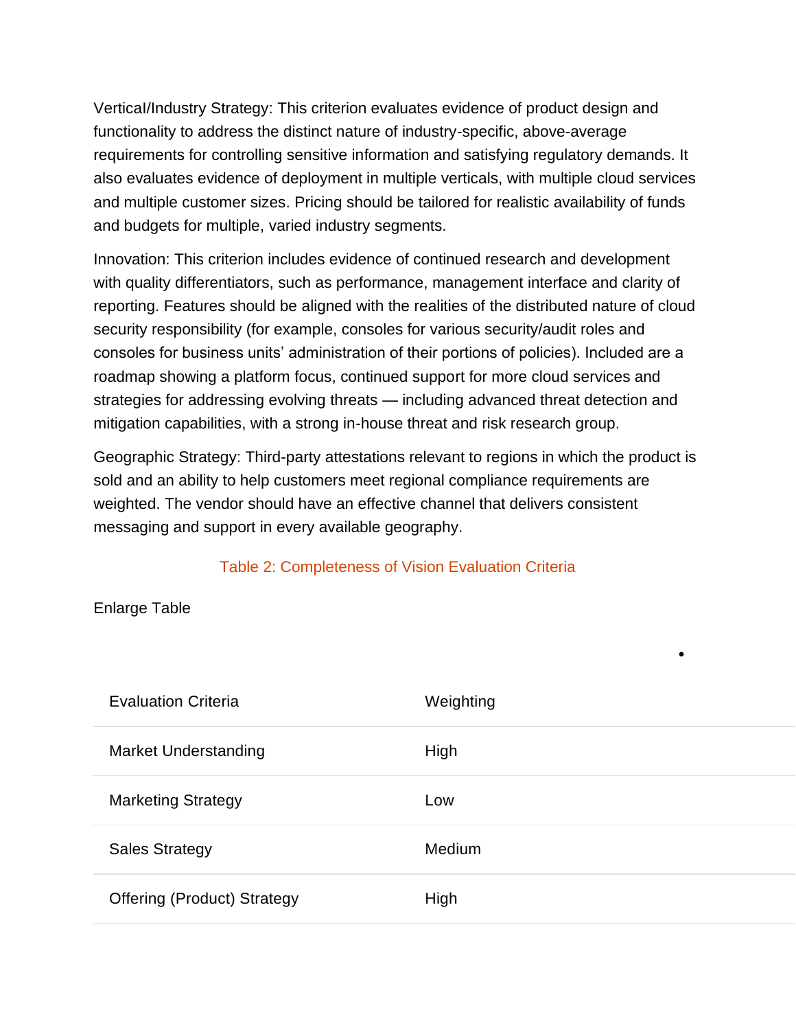Vertical/Industry Strategy: This criterion evaluates evidence of product design and functionality to address the distinct nature of industry-specific, above-average requirements for controlling sensitive information and satisfying regulatory demands. It also evaluates evidence of deployment in multiple verticals, with multiple cloud services and multiple customer sizes. Pricing should be tailored for realistic availability of funds and budgets for multiple, varied industry segments.

Innovation: This criterion includes evidence of continued research and development with quality differentiators, such as performance, management interface and clarity of reporting. Features should be aligned with the realities of the distributed nature of cloud security responsibility (for example, consoles for various security/audit roles and consoles for business units' administration of their portions of policies). Included are a roadmap showing a platform focus, continued support for more cloud services and strategies for addressing evolving threats — including advanced threat detection and mitigation capabilities, with a strong in-house threat and risk research group.

Geographic Strategy: Third-party attestations relevant to regions in which the product is sold and an ability to help customers meet regional compliance requirements are weighted. The vendor should have an effective channel that delivers consistent messaging and support in every available geography.

Table 2: Completeness of Vision Evaluation Criteria

Enlarge Table

| Evaluation Criteria | Weighting |
|---|---|
| Market Understanding | High |
| Marketing Strategy | Low |
| Sales Strategy | Medium |
| Offering (Product) Strategy | High |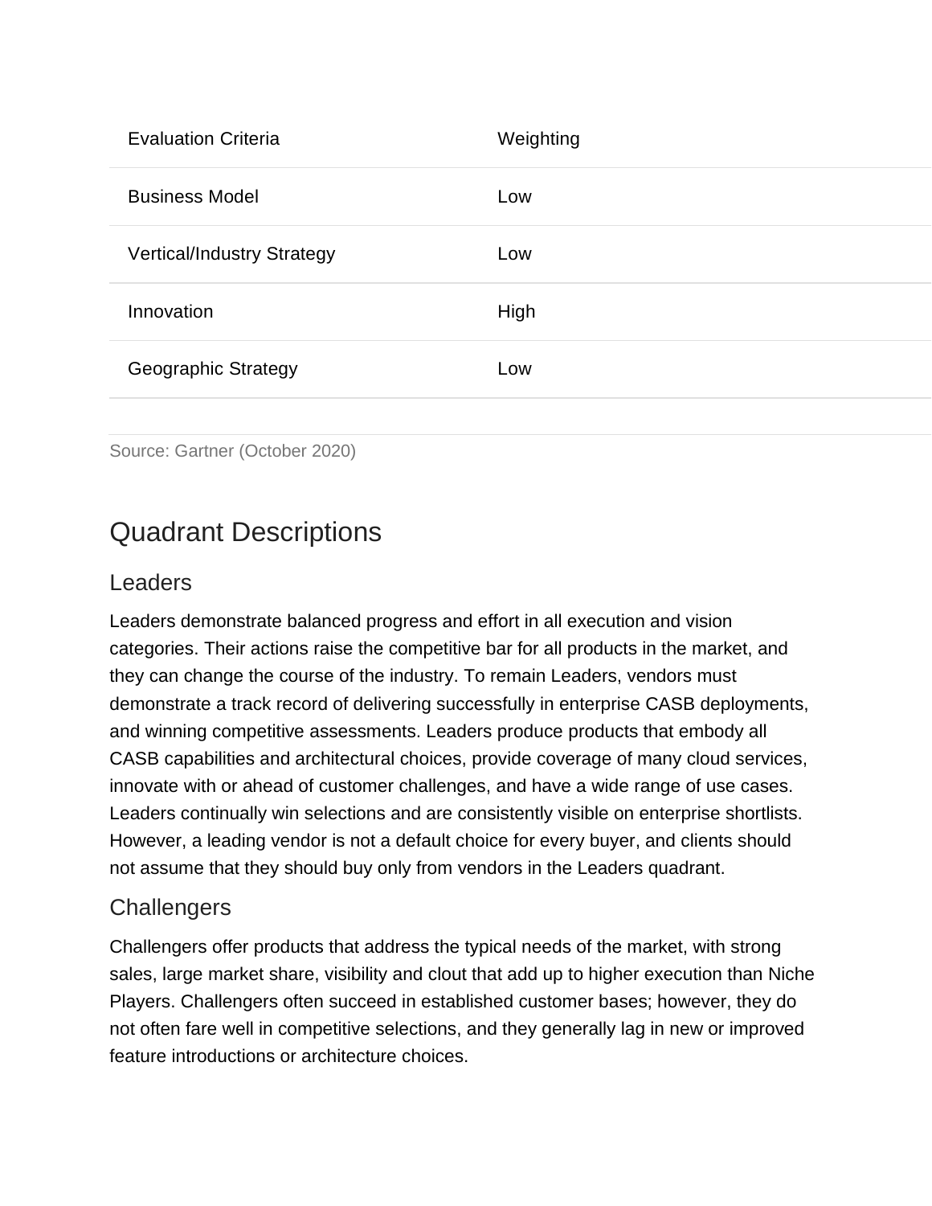| Evaluation Criteria | Weighting |
| --- | --- |
| Business Model | Low |
| Vertical/Industry Strategy | Low |
| Innovation | High |
| Geographic Strategy | Low |

Source: Gartner (October 2020)

## Quadrant Descriptions

### Leaders

Leaders demonstrate balanced progress and effort in all execution and vision categories. Their actions raise the competitive bar for all products in the market, and they can change the course of the industry. To remain Leaders, vendors must demonstrate a track record of delivering successfully in enterprise CASB deployments, and winning competitive assessments. Leaders produce products that embody all CASB capabilities and architectural choices, provide coverage of many cloud services, innovate with or ahead of customer challenges, and have a wide range of use cases. Leaders continually win selections and are consistently visible on enterprise shortlists. However, a leading vendor is not a default choice for every buyer, and clients should not assume that they should buy only from vendors in the Leaders quadrant.

### Challengers

Challengers offer products that address the typical needs of the market, with strong sales, large market share, visibility and clout that add up to higher execution than Niche Players. Challengers often succeed in established customer bases; however, they do not often fare well in competitive selections, and they generally lag in new or improved feature introductions or architecture choices.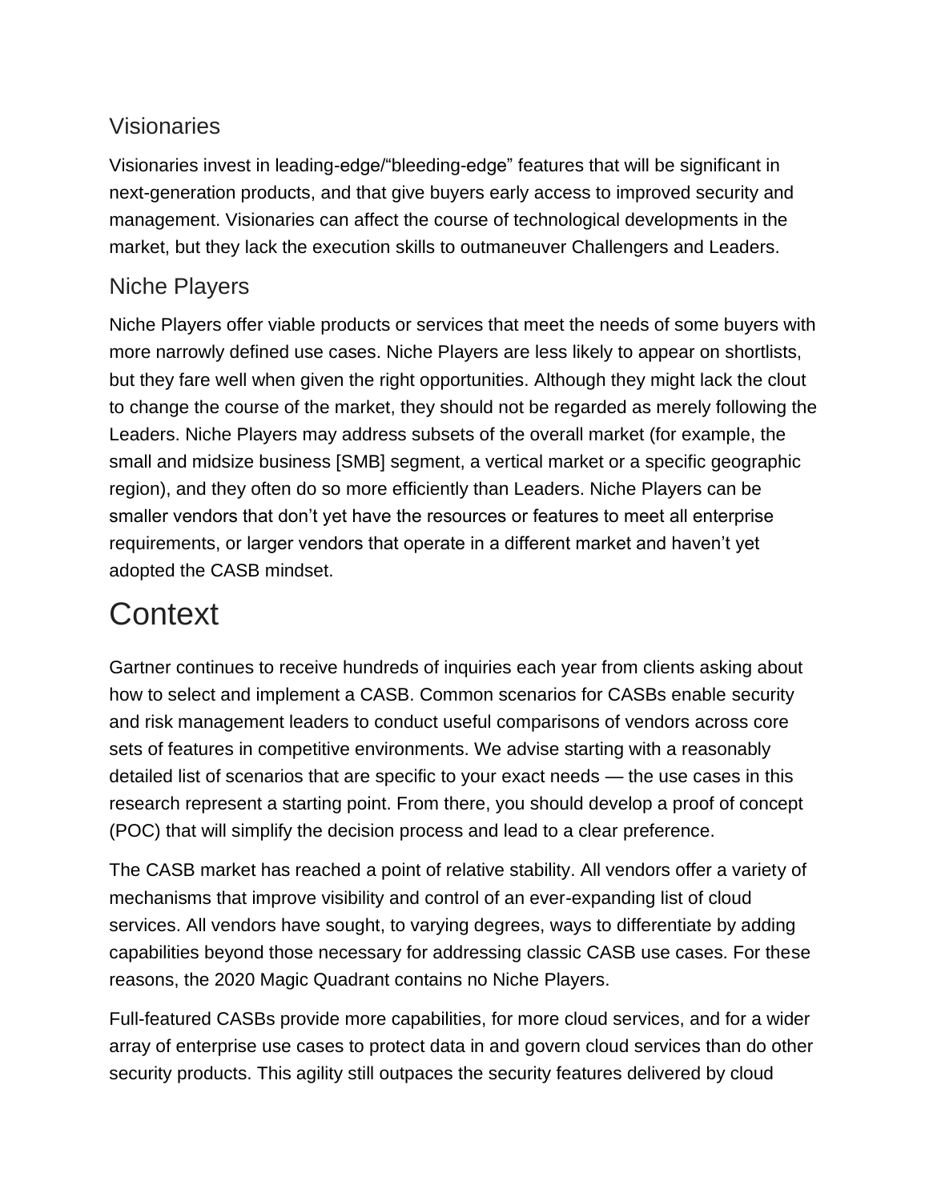### Visionaries

Visionaries invest in leading-edge/“bleeding-edge” features that will be significant in next-generation products, and that give buyers early access to improved security and management. Visionaries can affect the course of technological developments in the market, but they lack the execution skills to outmaneuver Challengers and Leaders.

### Niche Players

Niche Players offer viable products or services that meet the needs of some buyers with more narrowly defined use cases. Niche Players are less likely to appear on shortlists, but they fare well when given the right opportunities. Although they might lack the clout to change the course of the market, they should not be regarded as merely following the Leaders. Niche Players may address subsets of the overall market (for example, the small and midsize business [SMB] segment, a vertical market or a specific geographic region), and they often do so more efficiently than Leaders. Niche Players can be smaller vendors that don’t yet have the resources or features to meet all enterprise requirements, or larger vendors that operate in a different market and haven’t yet adopted the CASB mindset.

## Context

Gartner continues to receive hundreds of inquiries each year from clients asking about how to select and implement a CASB. Common scenarios for CASBs enable security and risk management leaders to conduct useful comparisons of vendors across core sets of features in competitive environments. We advise starting with a reasonably detailed list of scenarios that are specific to your exact needs — the use cases in this research represent a starting point. From there, you should develop a proof of concept (POC) that will simplify the decision process and lead to a clear preference.

The CASB market has reached a point of relative stability. All vendors offer a variety of mechanisms that improve visibility and control of an ever-expanding list of cloud services. All vendors have sought, to varying degrees, ways to differentiate by adding capabilities beyond those necessary for addressing classic CASB use cases. For these reasons, the 2020 Magic Quadrant contains no Niche Players.

Full-featured CASBs provide more capabilities, for more cloud services, and for a wider array of enterprise use cases to protect data in and govern cloud services than do other security products. This agility still outpaces the security features delivered by cloud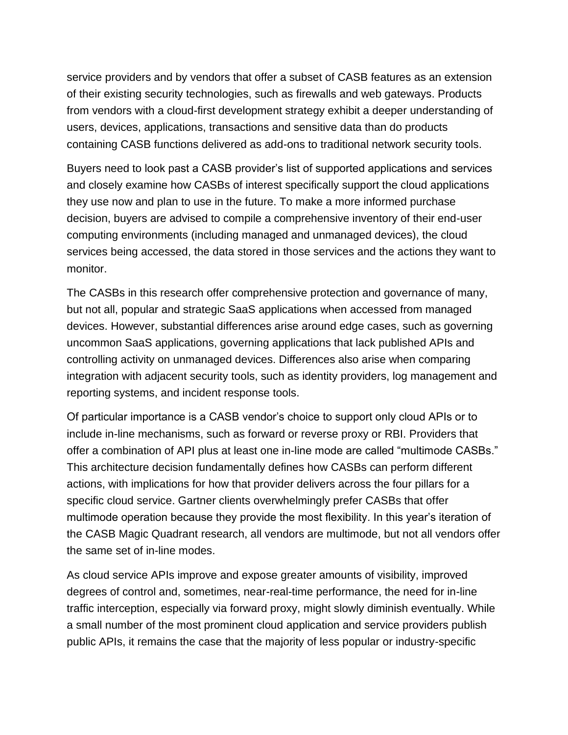service providers and by vendors that offer a subset of CASB features as an extension of their existing security technologies, such as firewalls and web gateways. Products from vendors with a cloud-first development strategy exhibit a deeper understanding of users, devices, applications, transactions and sensitive data than do products containing CASB functions delivered as add-ons to traditional network security tools.

Buyers need to look past a CASB provider's list of supported applications and services and closely examine how CASBs of interest specifically support the cloud applications they use now and plan to use in the future. To make a more informed purchase decision, buyers are advised to compile a comprehensive inventory of their end-user computing environments (including managed and unmanaged devices), the cloud services being accessed, the data stored in those services and the actions they want to monitor.

The CASBs in this research offer comprehensive protection and governance of many, but not all, popular and strategic SaaS applications when accessed from managed devices. However, substantial differences arise around edge cases, such as governing uncommon SaaS applications, governing applications that lack published APIs and controlling activity on unmanaged devices. Differences also arise when comparing integration with adjacent security tools, such as identity providers, log management and reporting systems, and incident response tools.

Of particular importance is a CASB vendor's choice to support only cloud APIs or to include in-line mechanisms, such as forward or reverse proxy or RBI. Providers that offer a combination of API plus at least one in-line mode are called "multimode CASBs." This architecture decision fundamentally defines how CASBs can perform different actions, with implications for how that provider delivers across the four pillars for a specific cloud service. Gartner clients overwhelmingly prefer CASBs that offer multimode operation because they provide the most flexibility. In this year's iteration of the CASB Magic Quadrant research, all vendors are multimode, but not all vendors offer the same set of in-line modes.

As cloud service APIs improve and expose greater amounts of visibility, improved degrees of control and, sometimes, near-real-time performance, the need for in-line traffic interception, especially via forward proxy, might slowly diminish eventually. While a small number of the most prominent cloud application and service providers publish public APIs, it remains the case that the majority of less popular or industry-specific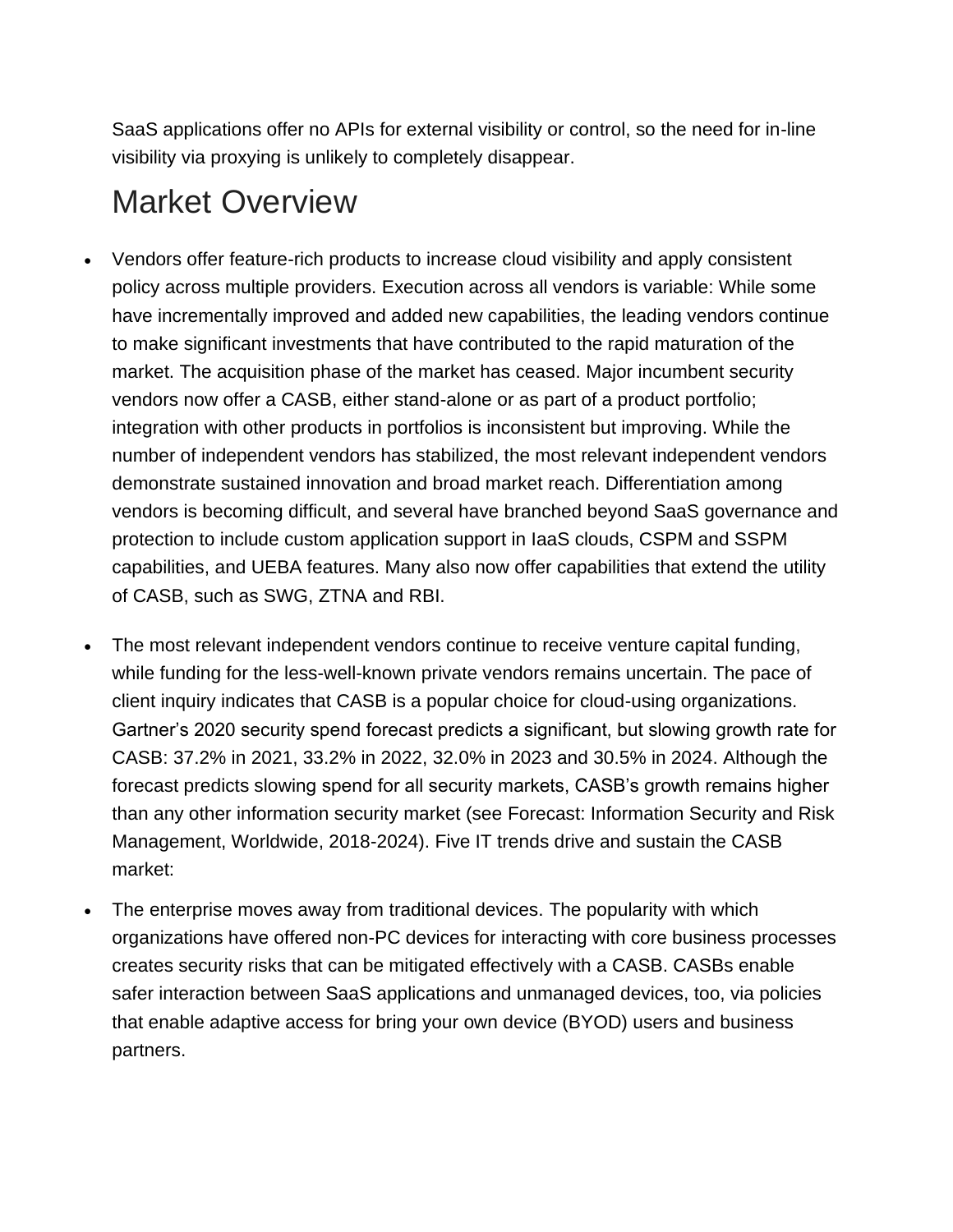SaaS applications offer no APIs for external visibility or control, so the need for in-line visibility via proxying is unlikely to completely disappear.

## Market Overview

- Vendors offer feature-rich products to increase cloud visibility and apply consistent policy across multiple providers. Execution across all vendors is variable: While some have incrementally improved and added new capabilities, the leading vendors continue to make significant investments that have contributed to the rapid maturation of the market. The acquisition phase of the market has ceased. Major incumbent security vendors now offer a CASB, either stand-alone or as part of a product portfolio; integration with other products in portfolios is inconsistent but improving. While the number of independent vendors has stabilized, the most relevant independent vendors demonstrate sustained innovation and broad market reach. Differentiation among vendors is becoming difficult, and several have branched beyond SaaS governance and protection to include custom application support in IaaS clouds, CSPM and SSPM capabilities, and UEBA features. Many also now offer capabilities that extend the utility of CASB, such as SWG, ZTNA and RBI.

- The most relevant independent vendors continue to receive venture capital funding, while funding for the less-well-known private vendors remains uncertain. The pace of client inquiry indicates that CASB is a popular choice for cloud-using organizations. Gartner's 2020 security spend forecast predicts a significant, but slowing growth rate for CASB: 37.2% in 2021, 33.2% in 2022, 32.0% in 2023 and 30.5% in 2024. Although the forecast predicts slowing spend for all security markets, CASB's growth remains higher than any other information security market (see Forecast: Information Security and Risk Management, Worldwide, 2018-2024). Five IT trends drive and sustain the CASB market:

- The enterprise moves away from traditional devices. The popularity with which organizations have offered non-PC devices for interacting with core business processes creates security risks that can be mitigated effectively with a CASB. CASBs enable safer interaction between SaaS applications and unmanaged devices, too, via policies that enable adaptive access for bring your own device (BYOD) users and business partners.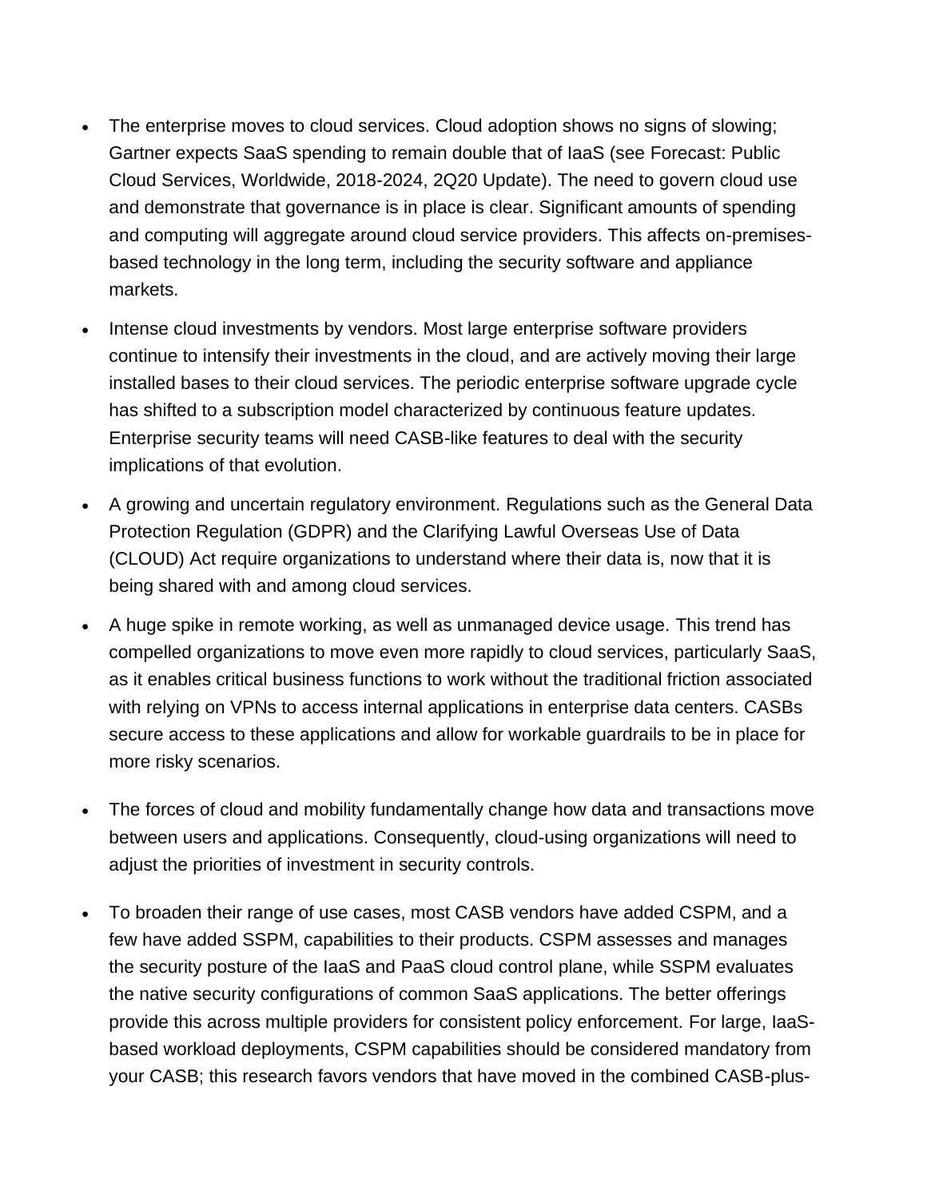- The enterprise moves to cloud services. Cloud adoption shows no signs of slowing; Gartner expects SaaS spending to remain double that of IaaS (see Forecast: Public Cloud Services, Worldwide, 2018-2024, 2Q20 Update). The need to govern cloud use and demonstrate that governance is in place is clear. Significant amounts of spending and computing will aggregate around cloud service providers. This affects on-premises-based technology in the long term, including the security software and appliance markets.
- Intense cloud investments by vendors. Most large enterprise software providers continue to intensify their investments in the cloud, and are actively moving their large installed bases to their cloud services. The periodic enterprise software upgrade cycle has shifted to a subscription model characterized by continuous feature updates. Enterprise security teams will need CASB-like features to deal with the security implications of that evolution.
- A growing and uncertain regulatory environment. Regulations such as the General Data Protection Regulation (GDPR) and the Clarifying Lawful Overseas Use of Data (CLOUD) Act require organizations to understand where their data is, now that it is being shared with and among cloud services.
- A huge spike in remote working, as well as unmanaged device usage. This trend has compelled organizations to move even more rapidly to cloud services, particularly SaaS, as it enables critical business functions to work without the traditional friction associated with relying on VPNs to access internal applications in enterprise data centers. CASBs secure access to these applications and allow for workable guardrails to be in place for more risky scenarios.
- The forces of cloud and mobility fundamentally change how data and transactions move between users and applications. Consequently, cloud-using organizations will need to adjust the priorities of investment in security controls.
- To broaden their range of use cases, most CASB vendors have added CSPM, and a few have added SSPM, capabilities to their products. CSPM assesses and manages the security posture of the IaaS and PaaS cloud control plane, while SSPM evaluates the native security configurations of common SaaS applications. The better offerings provide this across multiple providers for consistent policy enforcement. For large, IaaS-based workload deployments, CSPM capabilities should be considered mandatory from your CASB; this research favors vendors that have moved in the combined CASB-plus-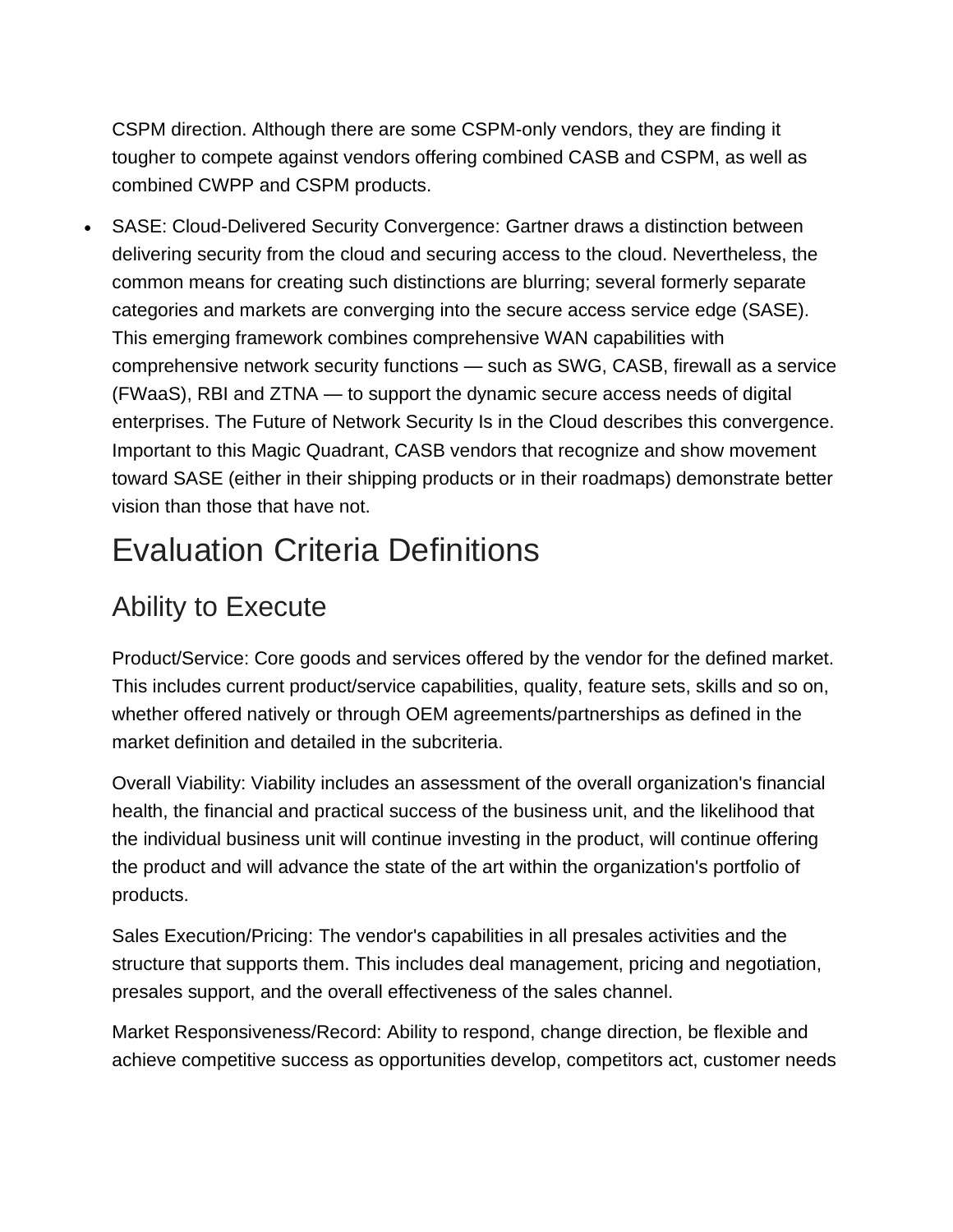CSPM direction. Although there are some CSPM-only vendors, they are finding it tougher to compete against vendors offering combined CASB and CSPM, as well as combined CWPP and CSPM products.

- SASE: Cloud-Delivered Security Convergence: Gartner draws a distinction between delivering security from the cloud and securing access to the cloud. Nevertheless, the common means for creating such distinctions are blurring; several formerly separate categories and markets are converging into the secure access service edge (SASE). This emerging framework combines comprehensive WAN capabilities with comprehensive network security functions — such as SWG, CASB, firewall as a service (FWaaS), RBI and ZTNA — to support the dynamic secure access needs of digital enterprises. The Future of Network Security Is in the Cloud describes this convergence. Important to this Magic Quadrant, CASB vendors that recognize and show movement toward SASE (either in their shipping products or in their roadmaps) demonstrate better vision than those that have not.

# Evaluation Criteria Definitions

## Ability to Execute

Product/Service: Core goods and services offered by the vendor for the defined market. This includes current product/service capabilities, quality, feature sets, skills and so on, whether offered natively or through OEM agreements/partnerships as defined in the market definition and detailed in the subcriteria.

Overall Viability: Viability includes an assessment of the overall organization's financial health, the financial and practical success of the business unit, and the likelihood that the individual business unit will continue investing in the product, will continue offering the product and will advance the state of the art within the organization's portfolio of products.

Sales Execution/Pricing: The vendor's capabilities in all presales activities and the structure that supports them. This includes deal management, pricing and negotiation, presales support, and the overall effectiveness of the sales channel.

Market Responsiveness/Record: Ability to respond, change direction, be flexible and achieve competitive success as opportunities develop, competitors act, customer needs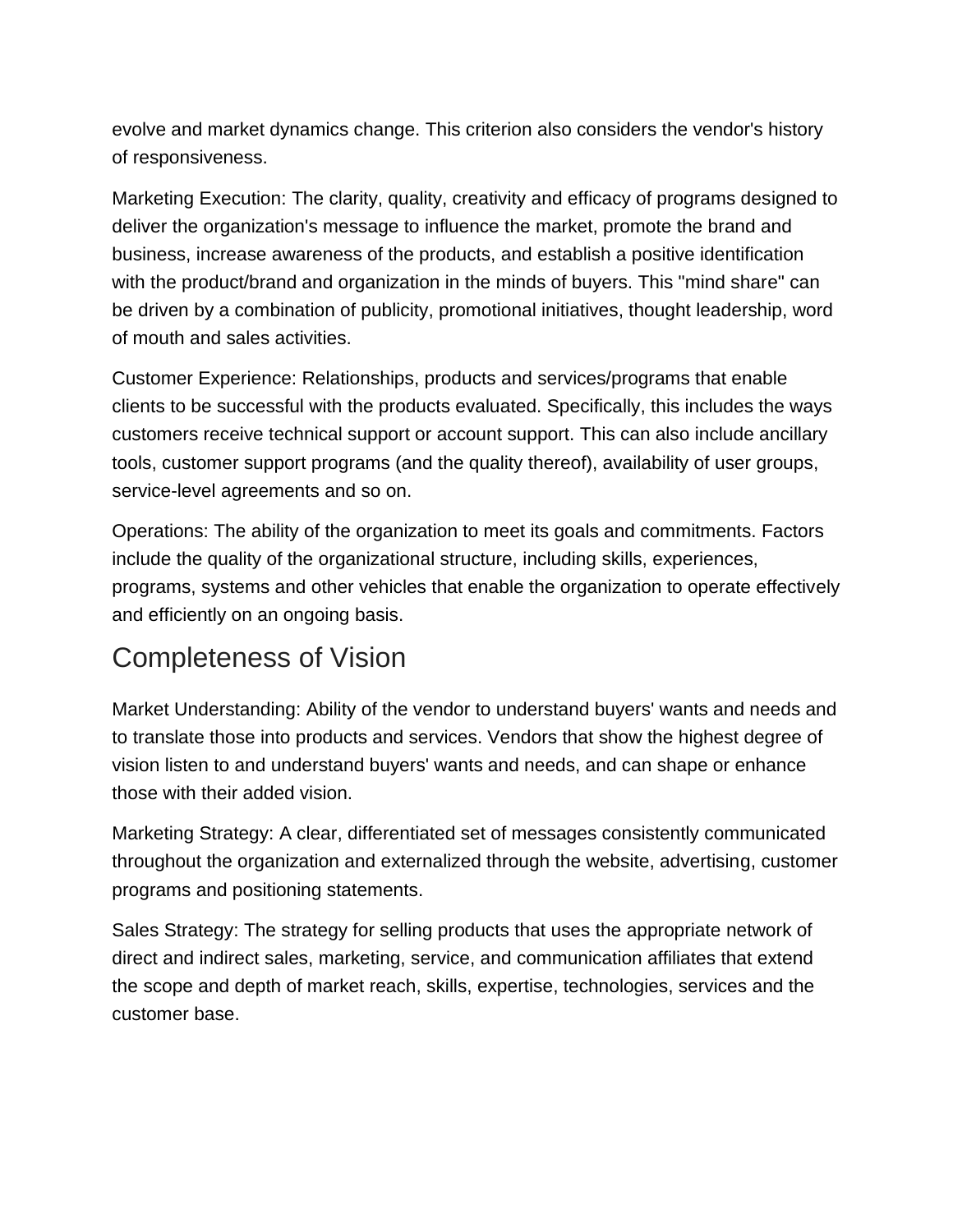evolve and market dynamics change. This criterion also considers the vendor's history of responsiveness.

Marketing Execution: The clarity, quality, creativity and efficacy of programs designed to deliver the organization's message to influence the market, promote the brand and business, increase awareness of the products, and establish a positive identification with the product/brand and organization in the minds of buyers. This "mind share" can be driven by a combination of publicity, promotional initiatives, thought leadership, word of mouth and sales activities.

Customer Experience: Relationships, products and services/programs that enable clients to be successful with the products evaluated. Specifically, this includes the ways customers receive technical support or account support. This can also include ancillary tools, customer support programs (and the quality thereof), availability of user groups, service-level agreements and so on.

Operations: The ability of the organization to meet its goals and commitments. Factors include the quality of the organizational structure, including skills, experiences, programs, systems and other vehicles that enable the organization to operate effectively and efficiently on an ongoing basis.

## Completeness of Vision

Market Understanding: Ability of the vendor to understand buyers' wants and needs and to translate those into products and services. Vendors that show the highest degree of vision listen to and understand buyers' wants and needs, and can shape or enhance those with their added vision.

Marketing Strategy: A clear, differentiated set of messages consistently communicated throughout the organization and externalized through the website, advertising, customer programs and positioning statements.

Sales Strategy: The strategy for selling products that uses the appropriate network of direct and indirect sales, marketing, service, and communication affiliates that extend the scope and depth of market reach, skills, expertise, technologies, services and the customer base.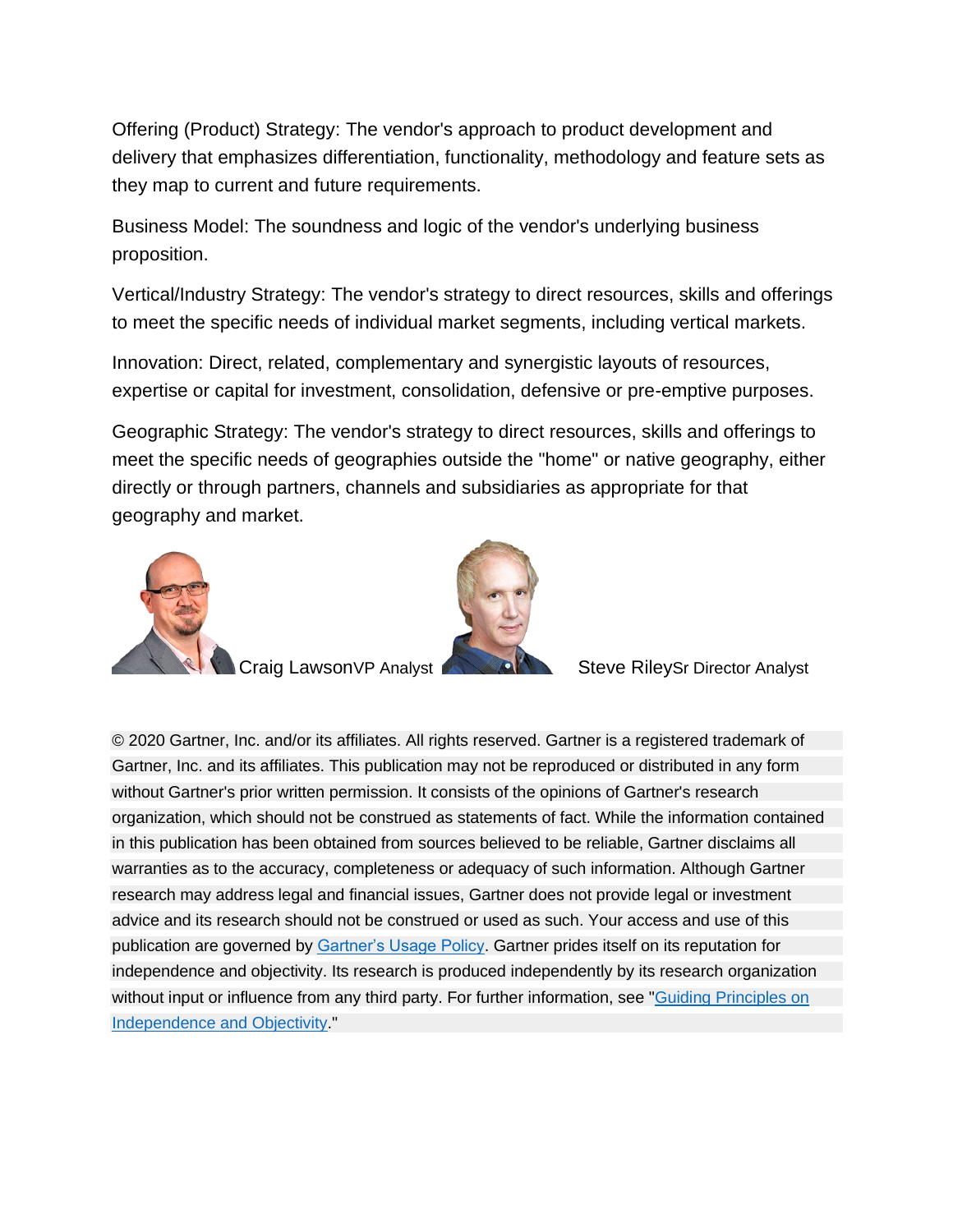Offering (Product) Strategy: The vendor's approach to product development and delivery that emphasizes differentiation, functionality, methodology and feature sets as they map to current and future requirements.

Business Model: The soundness and logic of the vendor's underlying business proposition.

Vertical/Industry Strategy: The vendor's strategy to direct resources, skills and offerings to meet the specific needs of individual market segments, including vertical markets.

Innovation: Direct, related, complementary and synergistic layouts of resources, expertise or capital for investment, consolidation, defensive or pre-emptive purposes.

Geographic Strategy: The vendor's strategy to direct resources, skills and offerings to meet the specific needs of geographies outside the "home" or native geography, either directly or through partners, channels and subsidiaries as appropriate for that geography and market.

Craig Lawson VP Analyst

Steve Riley Sr Director Analyst

© 2020 Gartner, Inc. and/or its affiliates. All rights reserved. Gartner is a registered trademark of Gartner, Inc. and its affiliates. This publication may not be reproduced or distributed in any form without Gartner's prior written permission. It consists of the opinions of Gartner's research organization, which should not be construed as statements of fact. While the information contained in this publication has been obtained from sources believed to be reliable, Gartner disclaims all warranties as to the accuracy, completeness or adequacy of such information. Although Gartner research may address legal and financial issues, Gartner does not provide legal or investment advice and its research should not be construed or used as such. Your access and use of this publication are governed by Gartner's Usage Policy. Gartner prides itself on its reputation for independence and objectivity. Its research is produced independently by its research organization without input or influence from any third party. For further information, see "Guiding Principles on Independence and Objectivity."